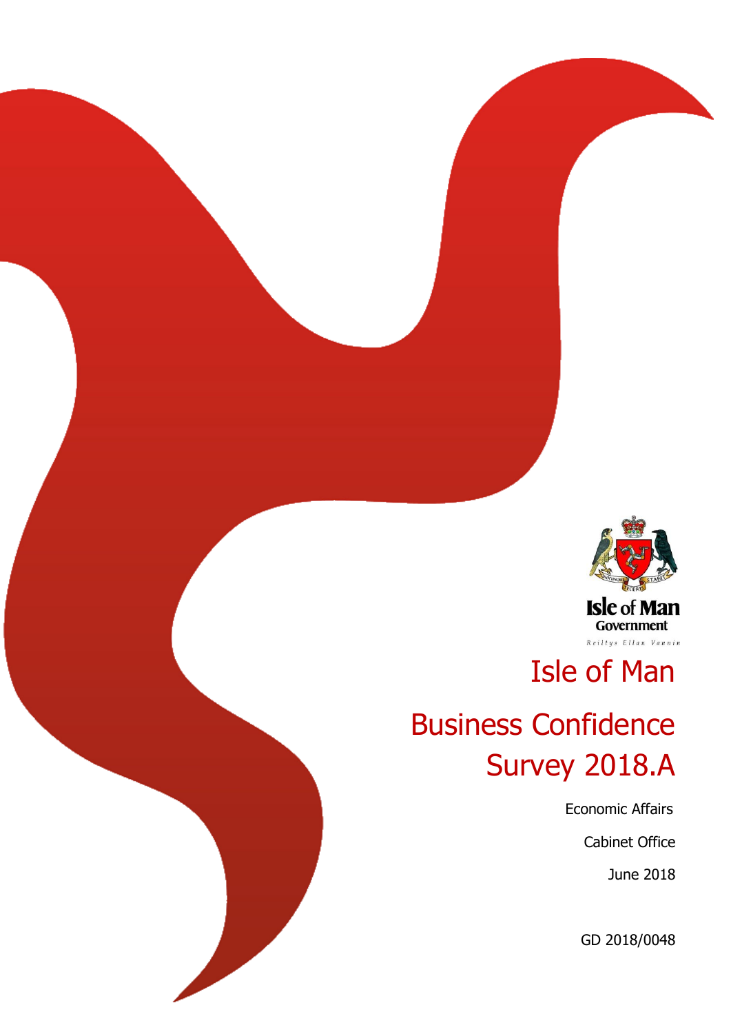Isle of Man Government

Reiltys Ellan Vannin

# Isle of Man

# Business Confidence Survey 2018.A

Economic Affairs

Cabinet Office

June 2018

GD 2018/0048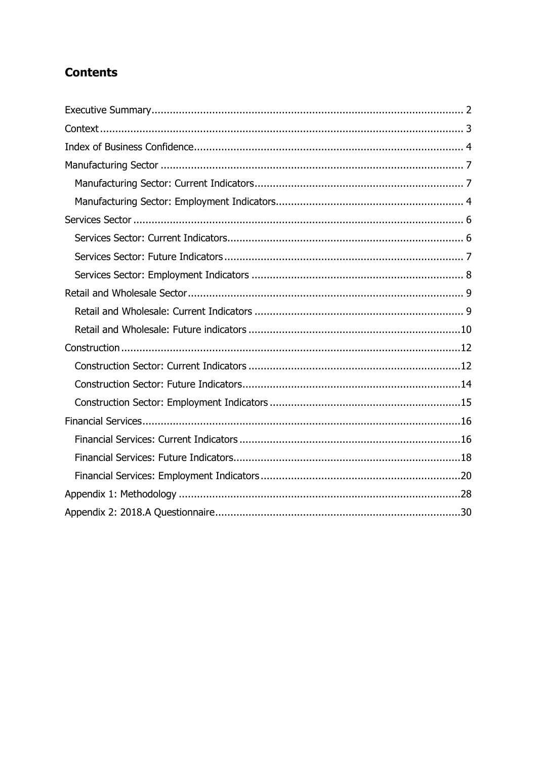## Contents

- Executive Summary ........ 2
- Context ........ 3
- Index of Business Confidence ........ 4
- Manufacturing Sector ........ 7
  - Manufacturing Sector: Current Indicators ........ 7
  - Manufacturing Sector: Employment Indicators ........ 4
- Services Sector ........ 6
  - Services Sector: Current Indicators ........ 6
  - Services Sector: Future Indicators ........ 7
  - Services Sector: Employment Indicators ........ 8
- Retail and Wholesale Sector ........ 9
  - Retail and Wholesale: Current Indicators ........ 9
  - Retail and Wholesale: Future indicators ........ 10
- Construction ........ 12
  - Construction Sector: Current Indicators ........ 12
  - Construction Sector: Future Indicators ........ 14
  - Construction Sector: Employment Indicators ........ 15
- Financial Services ........ 16
  - Financial Services: Current Indicators ........ 16
  - Financial Services: Future Indicators ........ 18
  - Financial Services: Employment Indicators ........ 20
- Appendix 1: Methodology ........ 28
- Appendix 2: 2018.A Questionnaire ........ 30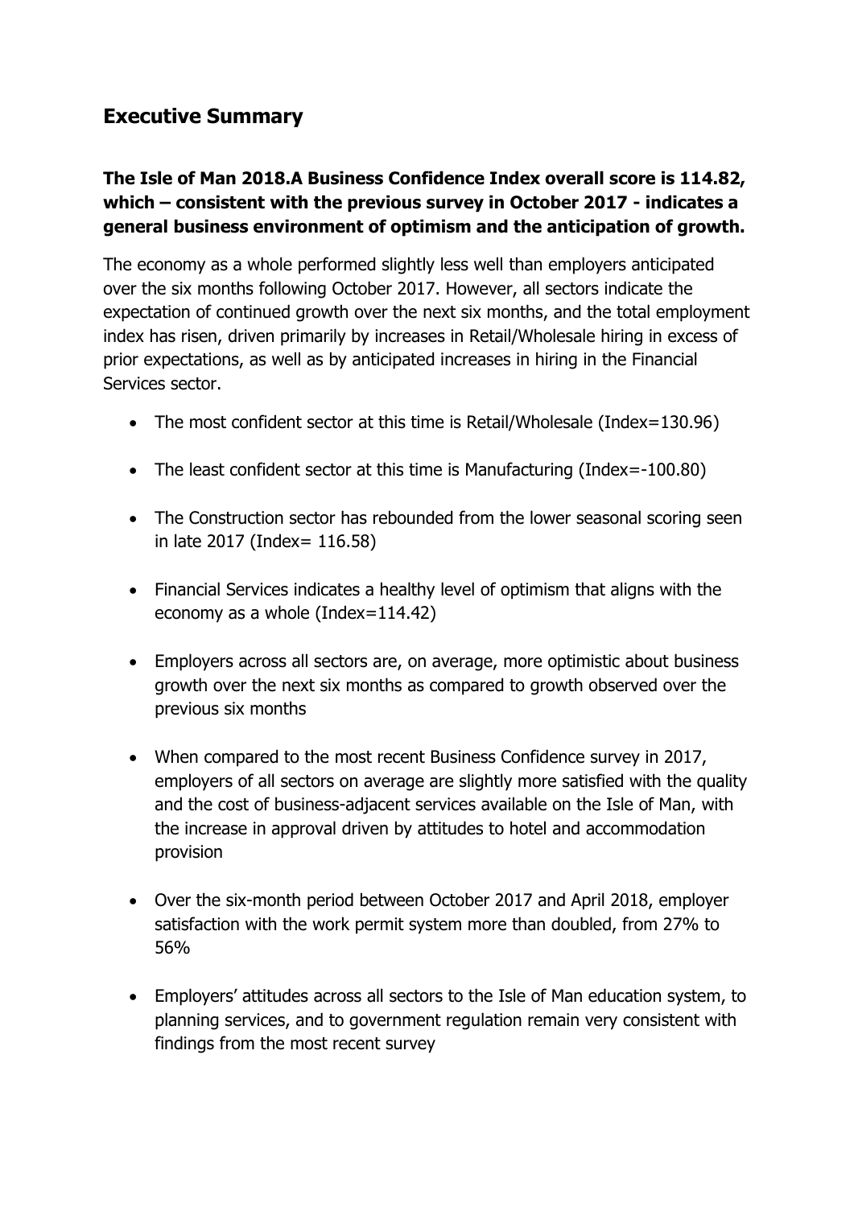## Executive Summary

**The Isle of Man 2018.A Business Confidence Index overall score is 114.82, which – consistent with the previous survey in October 2017 - indicates a general business environment of optimism and the anticipation of growth.**

The economy as a whole performed slightly less well than employers anticipated over the six months following October 2017. However, all sectors indicate the expectation of continued growth over the next six months, and the total employment index has risen, driven primarily by increases in Retail/Wholesale hiring in excess of prior expectations, as well as by anticipated increases in hiring in the Financial Services sector.

- The most confident sector at this time is Retail/Wholesale (Index=130.96)
- The least confident sector at this time is Manufacturing (Index=-100.80)
- The Construction sector has rebounded from the lower seasonal scoring seen in late 2017 (Index= 116.58)
- Financial Services indicates a healthy level of optimism that aligns with the economy as a whole (Index=114.42)
- Employers across all sectors are, on average, more optimistic about business growth over the next six months as compared to growth observed over the previous six months
- When compared to the most recent Business Confidence survey in 2017, employers of all sectors on average are slightly more satisfied with the quality and the cost of business-adjacent services available on the Isle of Man, with the increase in approval driven by attitudes to hotel and accommodation provision
- Over the six-month period between October 2017 and April 2018, employer satisfaction with the work permit system more than doubled, from 27% to 56%
- Employers' attitudes across all sectors to the Isle of Man education system, to planning services, and to government regulation remain very consistent with findings from the most recent survey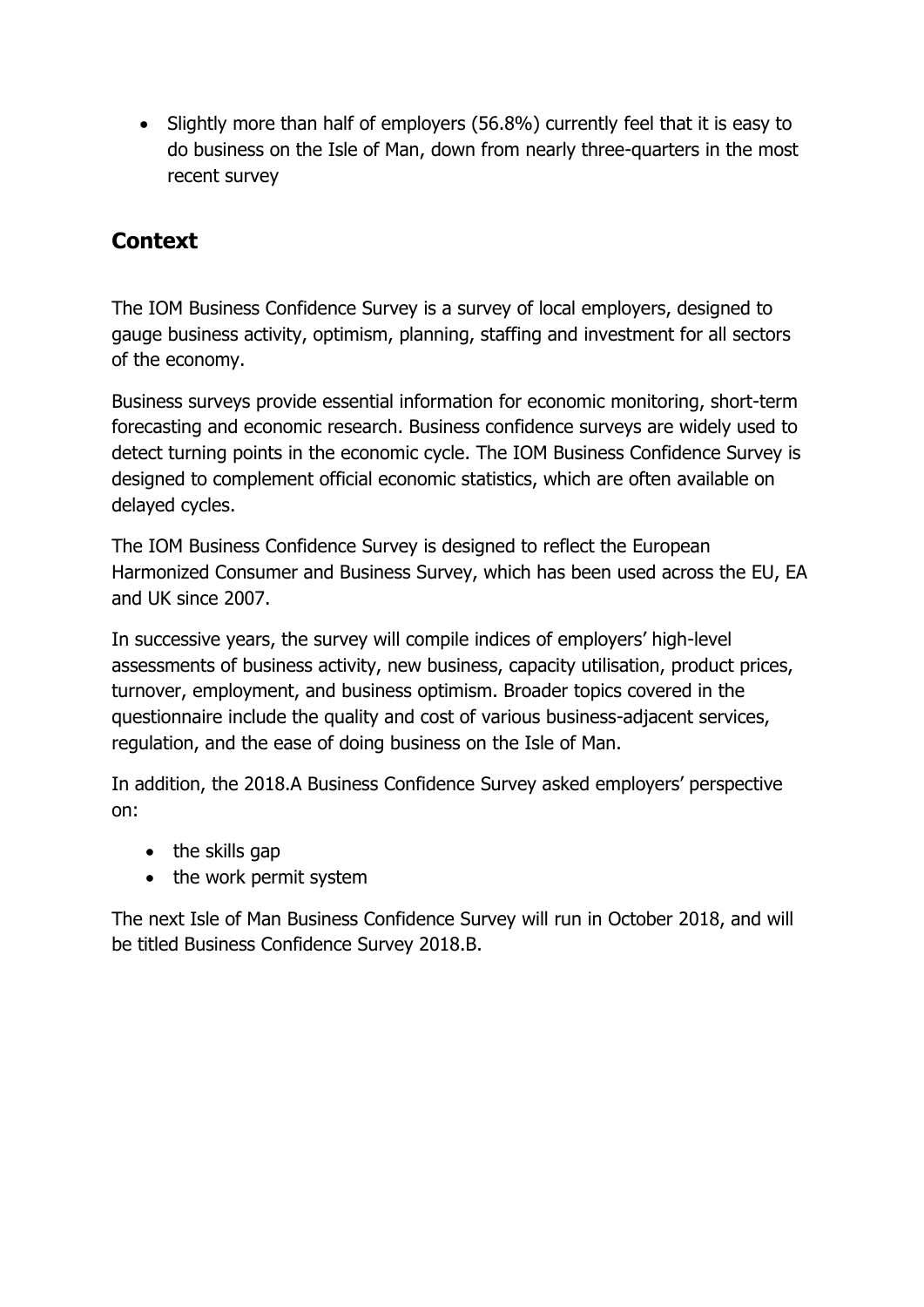- Slightly more than half of employers (56.8%) currently feel that it is easy to do business on the Isle of Man, down from nearly three-quarters in the most recent survey

## Context

The IOM Business Confidence Survey is a survey of local employers, designed to gauge business activity, optimism, planning, staffing and investment for all sectors of the economy.

Business surveys provide essential information for economic monitoring, short-term forecasting and economic research. Business confidence surveys are widely used to detect turning points in the economic cycle. The IOM Business Confidence Survey is designed to complement official economic statistics, which are often available on delayed cycles.

The IOM Business Confidence Survey is designed to reflect the European Harmonized Consumer and Business Survey, which has been used across the EU, EA and UK since 2007.

In successive years, the survey will compile indices of employers' high-level assessments of business activity, new business, capacity utilisation, product prices, turnover, employment, and business optimism. Broader topics covered in the questionnaire include the quality and cost of various business-adjacent services, regulation, and the ease of doing business on the Isle of Man.

In addition, the 2018.A Business Confidence Survey asked employers' perspective on:

- the skills gap
- the work permit system

The next Isle of Man Business Confidence Survey will run in October 2018, and will be titled Business Confidence Survey 2018.B.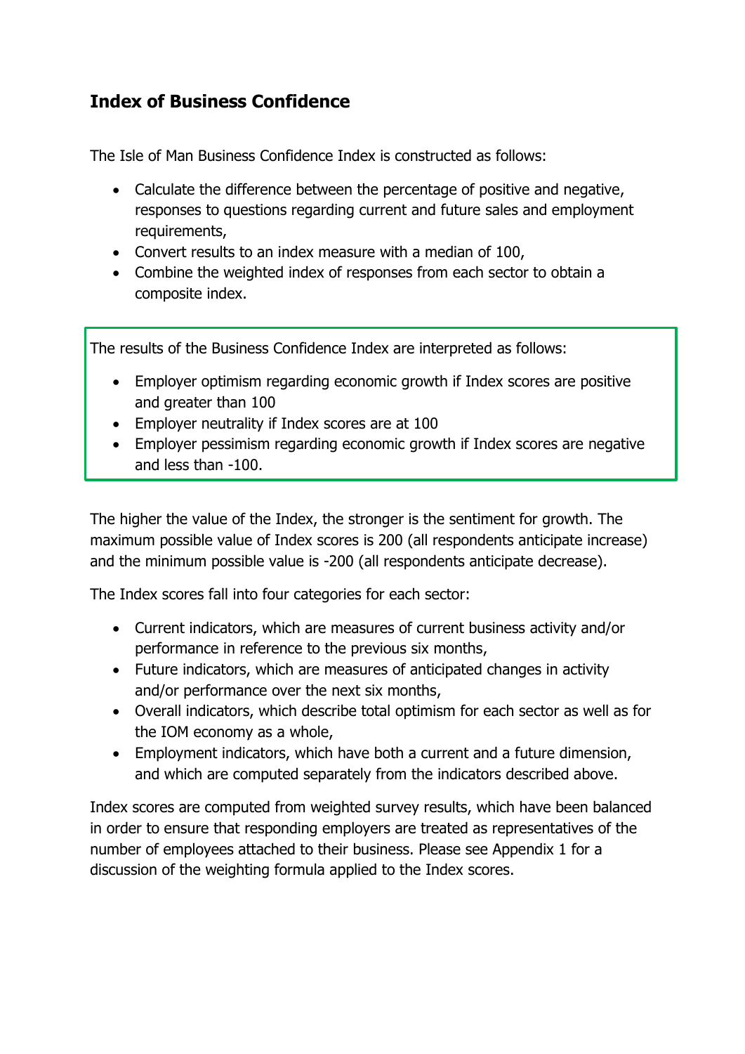## Index of Business Confidence

The Isle of Man Business Confidence Index is constructed as follows:

- Calculate the difference between the percentage of positive and negative, responses to questions regarding current and future sales and employment requirements,
- Convert results to an index measure with a median of 100,
- Combine the weighted index of responses from each sector to obtain a composite index.

The results of the Business Confidence Index are interpreted as follows:

- Employer optimism regarding economic growth if Index scores are positive and greater than 100
- Employer neutrality if Index scores are at 100
- Employer pessimism regarding economic growth if Index scores are negative and less than -100.

The higher the value of the Index, the stronger is the sentiment for growth. The maximum possible value of Index scores is 200 (all respondents anticipate increase) and the minimum possible value is -200 (all respondents anticipate decrease).

The Index scores fall into four categories for each sector:

- Current indicators, which are measures of current business activity and/or performance in reference to the previous six months,
- Future indicators, which are measures of anticipated changes in activity and/or performance over the next six months,
- Overall indicators, which describe total optimism for each sector as well as for the IOM economy as a whole,
- Employment indicators, which have both a current and a future dimension, and which are computed separately from the indicators described above.

Index scores are computed from weighted survey results, which have been balanced in order to ensure that responding employers are treated as representatives of the number of employees attached to their business. Please see Appendix 1 for a discussion of the weighting formula applied to the Index scores.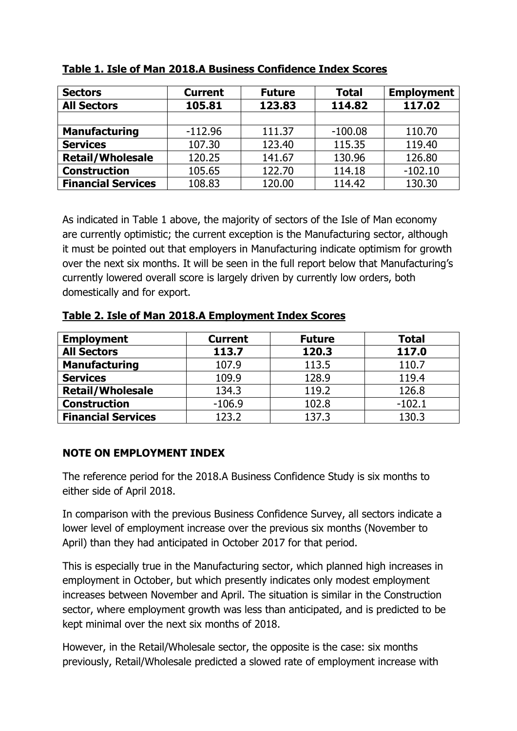**Table 1. Isle of Man 2018.A Business Confidence Index Scores**

| Sectors | Current | Future | Total | Employment |
|---|---|---|---|---|
| **All Sectors** | **105.81** | **123.83** | **114.82** | **117.02** |
| | | | | |
| **Manufacturing** | -112.96 | 111.37 | -100.08 | 110.70 |
| **Services** | 107.30 | 123.40 | 115.35 | 119.40 |
| **Retail/Wholesale** | 120.25 | 141.67 | 130.96 | 126.80 |
| **Construction** | 105.65 | 122.70 | 114.18 | -102.10 |
| **Financial Services** | 108.83 | 120.00 | 114.42 | 130.30 |

As indicated in Table 1 above, the majority of sectors of the Isle of Man economy are currently optimistic; the current exception is the Manufacturing sector, although it must be pointed out that employers in Manufacturing indicate optimism for growth over the next six months. It will be seen in the full report below that Manufacturing's currently lowered overall score is largely driven by currently low orders, both domestically and for export.

**Table 2. Isle of Man 2018.A Employment Index Scores**

| Employment | Current | Future | Total |
|---|---|---|---|
| **All Sectors** | **113.7** | **120.3** | **117.0** |
| **Manufacturing** | 107.9 | 113.5 | 110.7 |
| **Services** | 109.9 | 128.9 | 119.4 |
| **Retail/Wholesale** | 134.3 | 119.2 | 126.8 |
| **Construction** | -106.9 | 102.8 | -102.1 |
| **Financial Services** | 123.2 | 137.3 | 130.3 |

**NOTE ON EMPLOYMENT INDEX**

The reference period for the 2018.A Business Confidence Study is six months to either side of April 2018.

In comparison with the previous Business Confidence Survey, all sectors indicate a lower level of employment increase over the previous six months (November to April) than they had anticipated in October 2017 for that period.

This is especially true in the Manufacturing sector, which planned high increases in employment in October, but which presently indicates only modest employment increases between November and April. The situation is similar in the Construction sector, where employment growth was less than anticipated, and is predicted to be kept minimal over the next six months of 2018.

However, in the Retail/Wholesale sector, the opposite is the case: six months previously, Retail/Wholesale predicted a slowed rate of employment increase with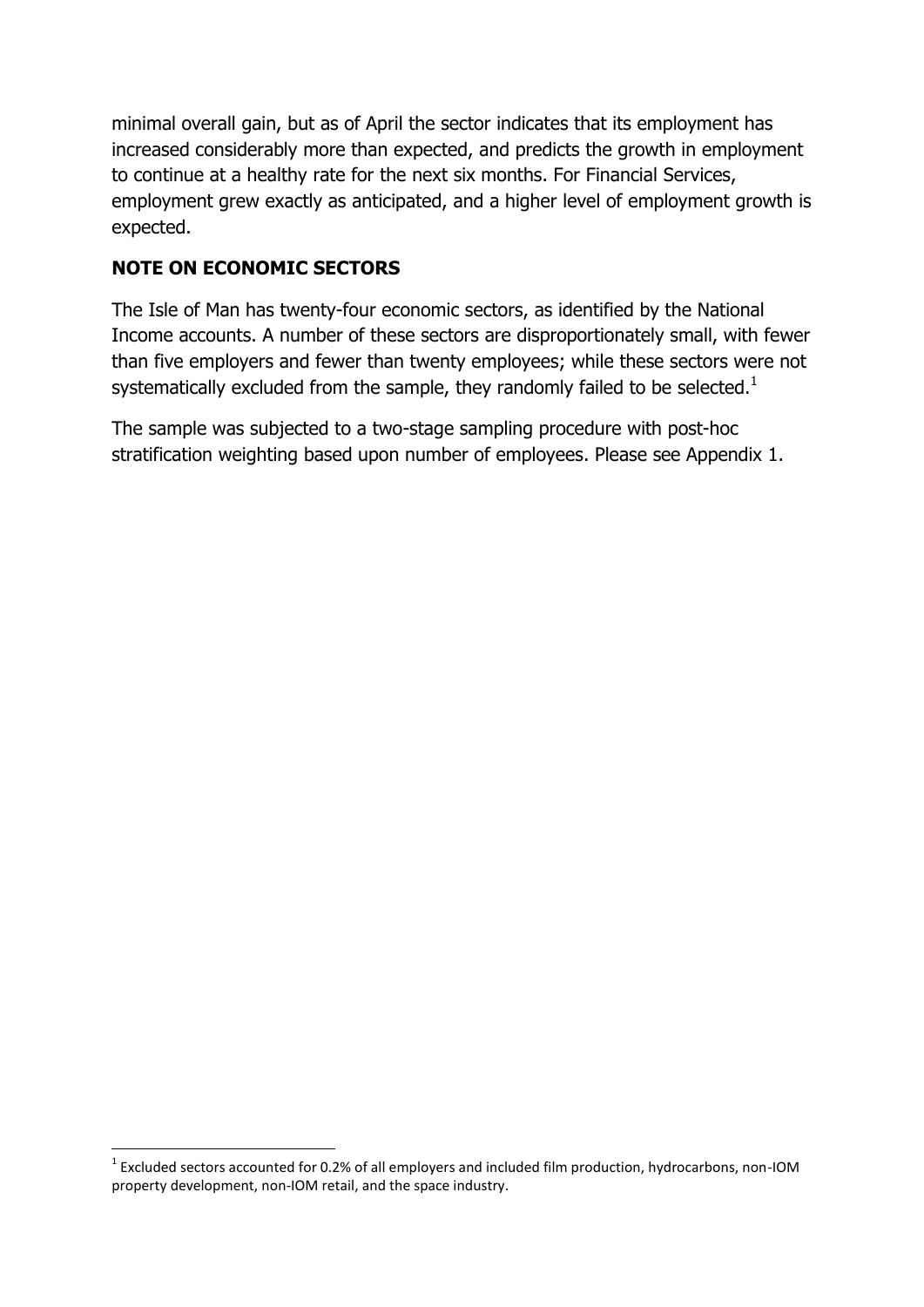minimal overall gain, but as of April the sector indicates that its employment has increased considerably more than expected, and predicts the growth in employment to continue at a healthy rate for the next six months. For Financial Services, employment grew exactly as anticipated, and a higher level of employment growth is expected.

## NOTE ON ECONOMIC SECTORS

The Isle of Man has twenty-four economic sectors, as identified by the National Income accounts. A number of these sectors are disproportionately small, with fewer than five employers and fewer than twenty employees; while these sectors were not systematically excluded from the sample, they randomly failed to be selected.[1]

The sample was subjected to a two-stage sampling procedure with post-hoc stratification weighting based upon number of employees. Please see Appendix 1.

---

[1] Excluded sectors accounted for 0.2% of all employers and included film production, hydrocarbons, non-IOM property development, non-IOM retail, and the space industry.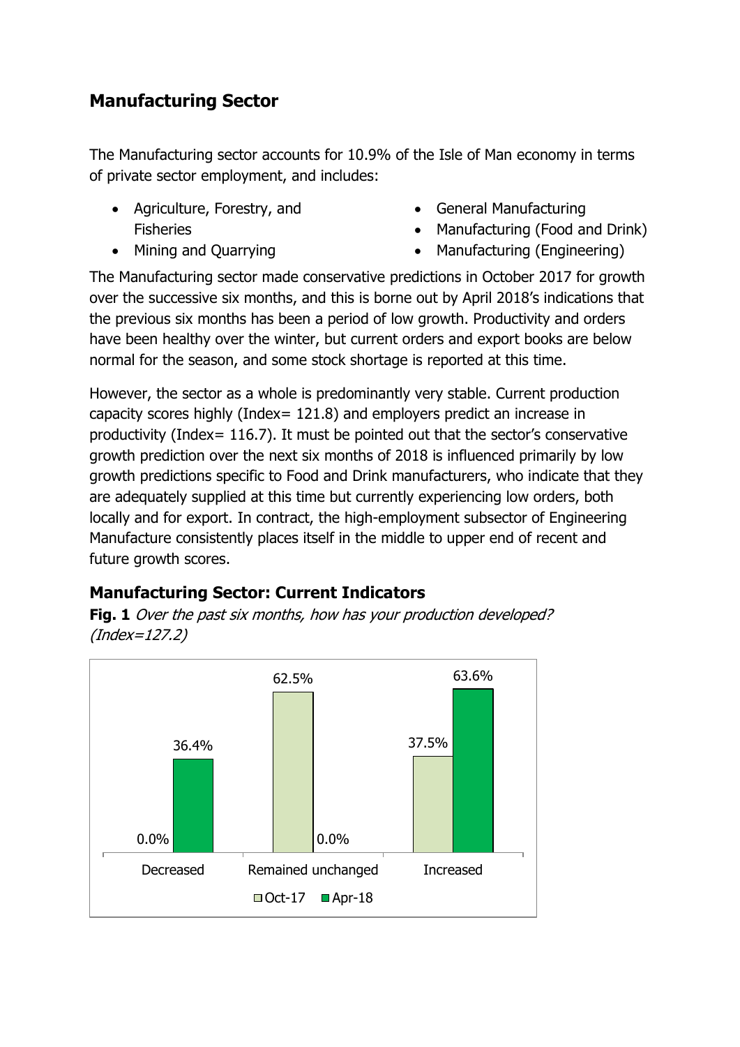## Manufacturing Sector

The Manufacturing sector accounts for 10.9% of the Isle of Man economy in terms of private sector employment, and includes:

- Agriculture, Forestry, and Fisheries
- Mining and Quarrying
- General Manufacturing
- Manufacturing (Food and Drink)
- Manufacturing (Engineering)

The Manufacturing sector made conservative predictions in October 2017 for growth over the successive six months, and this is borne out by April 2018's indications that the previous six months has been a period of low growth. Productivity and orders have been healthy over the winter, but current orders and export books are below normal for the season, and some stock shortage is reported at this time.

However, the sector as a whole is predominantly very stable. Current production capacity scores highly (Index= 121.8) and employers predict an increase in productivity (Index= 116.7). It must be pointed out that the sector's conservative growth prediction over the next six months of 2018 is influenced primarily by low growth predictions specific to Food and Drink manufacturers, who indicate that they are adequately supplied at this time but currently experiencing low orders, both locally and for export. In contract, the high-employment subsector of Engineering Manufacture consistently places itself in the middle to upper end of recent and future growth scores.

### Manufacturing Sector: Current Indicators

**Fig. 1** *Over the past six months, how has your production developed? (Index=127.2)*

| | Oct-17 | Apr-18 |
|---|---|---|
| Decreased | 0.0% | 36.4% |
| Remained unchanged | 62.5% | 0.0% |
| Increased | 37.5% | 63.6% |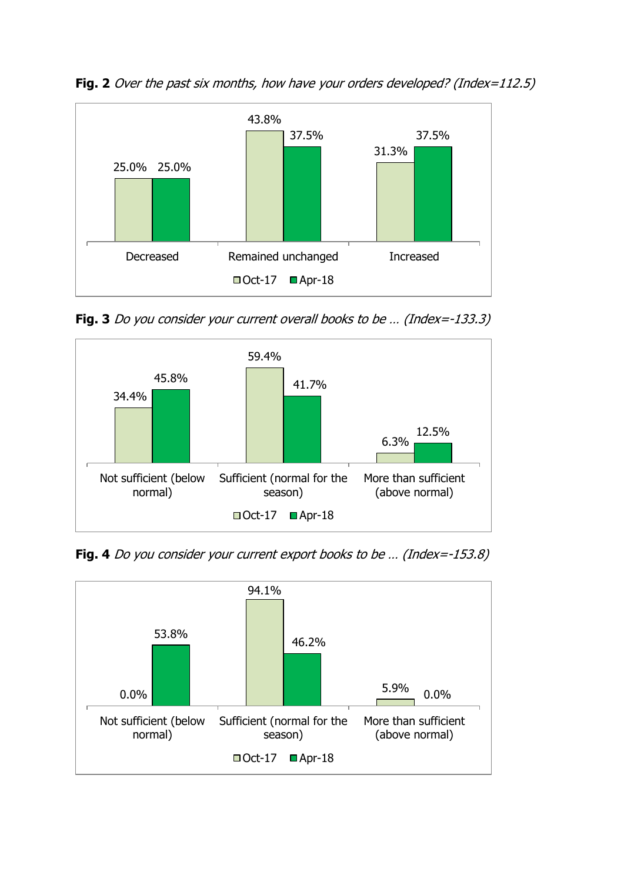**Fig. 2** *Over the past six months, how have your orders developed? (Index=112.5)*

| | Oct-17 | Apr-18 |
|---|---|---|
| Decreased | 25.0% | 25.0% |
| Remained unchanged | 43.8% | 37.5% |
| Increased | 31.3% | 37.5% |

**Fig. 3** *Do you consider your current overall books to be … (Index=-133.3)*

| | Oct-17 | Apr-18 |
|---|---|---|
| Not sufficient (below normal) | 34.4% | 45.8% |
| Sufficient (normal for the season) | 59.4% | 41.7% |
| More than sufficient (above normal) | 6.3% | 12.5% |

**Fig. 4** *Do you consider your current export books to be … (Index=-153.8)*

| | Oct-17 | Apr-18 |
|---|---|---|
| Not sufficient (below normal) | 0.0% | 53.8% |
| Sufficient (normal for the season) | 94.1% | 46.2% |
| More than sufficient (above normal) | 5.9% | 0.0% |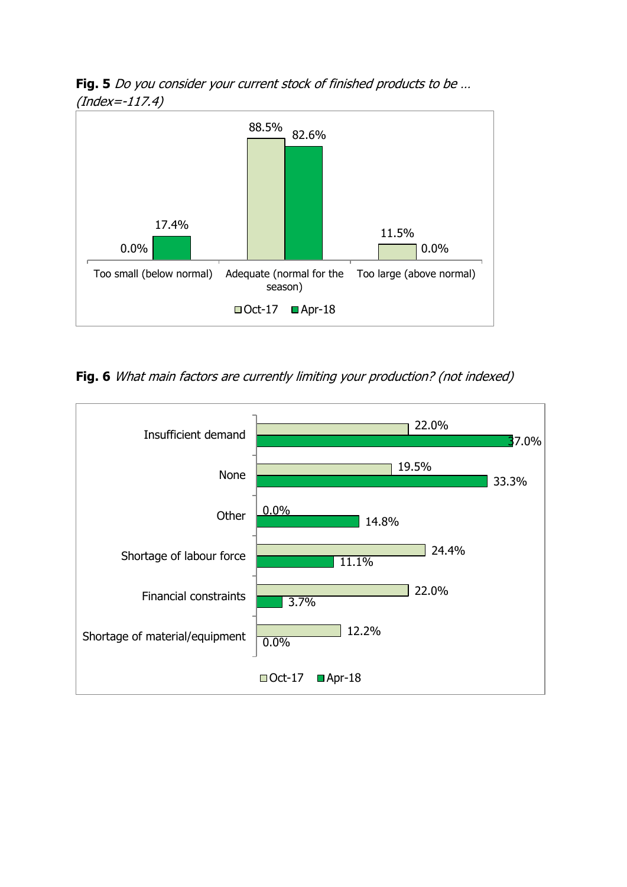**Fig. 5** *Do you consider your current stock of finished products to be … (Index=-117.4)*

| | Oct-17 | Apr-18 |
|---|---|---|
| Too small (below normal) | 0.0% | 17.4% |
| Adequate (normal for the season) | 88.5% | 82.6% |
| Too large (above normal) | 11.5% | 0.0% |

**Fig. 6** *What main factors are currently limiting your production? (not indexed)*

| | Oct-17 | Apr-18 |
|---|---|---|
| Insufficient demand | 22.0% | 37.0% |
| None | 19.5% | 33.3% |
| Other | 0.0% | 14.8% |
| Shortage of labour force | 24.4% | 11.1% |
| Financial constraints | 22.0% | 3.7% |
| Shortage of material/equipment | 12.2% | 0.0% |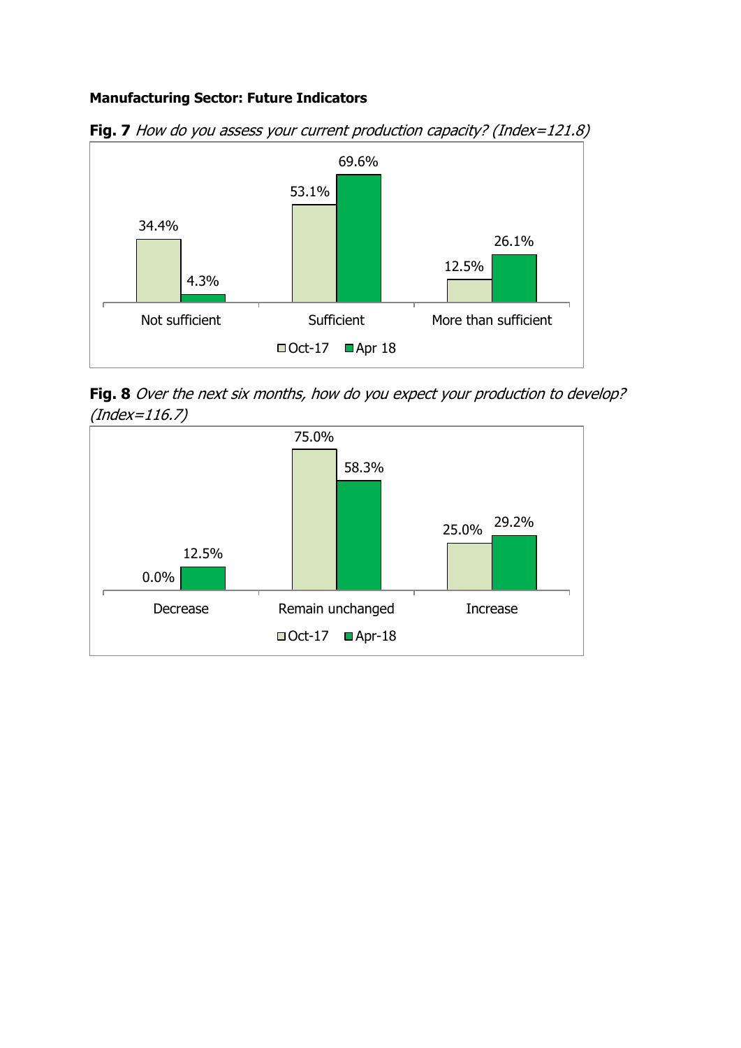**Manufacturing Sector: Future Indicators**

**Fig. 7** *How do you assess your current production capacity? (Index=121.8)*

| | Oct-17 | Apr 18 |
|---|---|---|
| Not sufficient | 34.4% | 4.3% |
| Sufficient | 53.1% | 69.6% |
| More than sufficient | 12.5% | 26.1% |

**Fig. 8** *Over the next six months, how do you expect your production to develop? (Index=116.7)*

| | Oct-17 | Apr-18 |
|---|---|---|
| Decrease | 0.0% | 12.5% |
| Remain unchanged | 75.0% | 58.3% |
| Increase | 25.0% | 29.2% |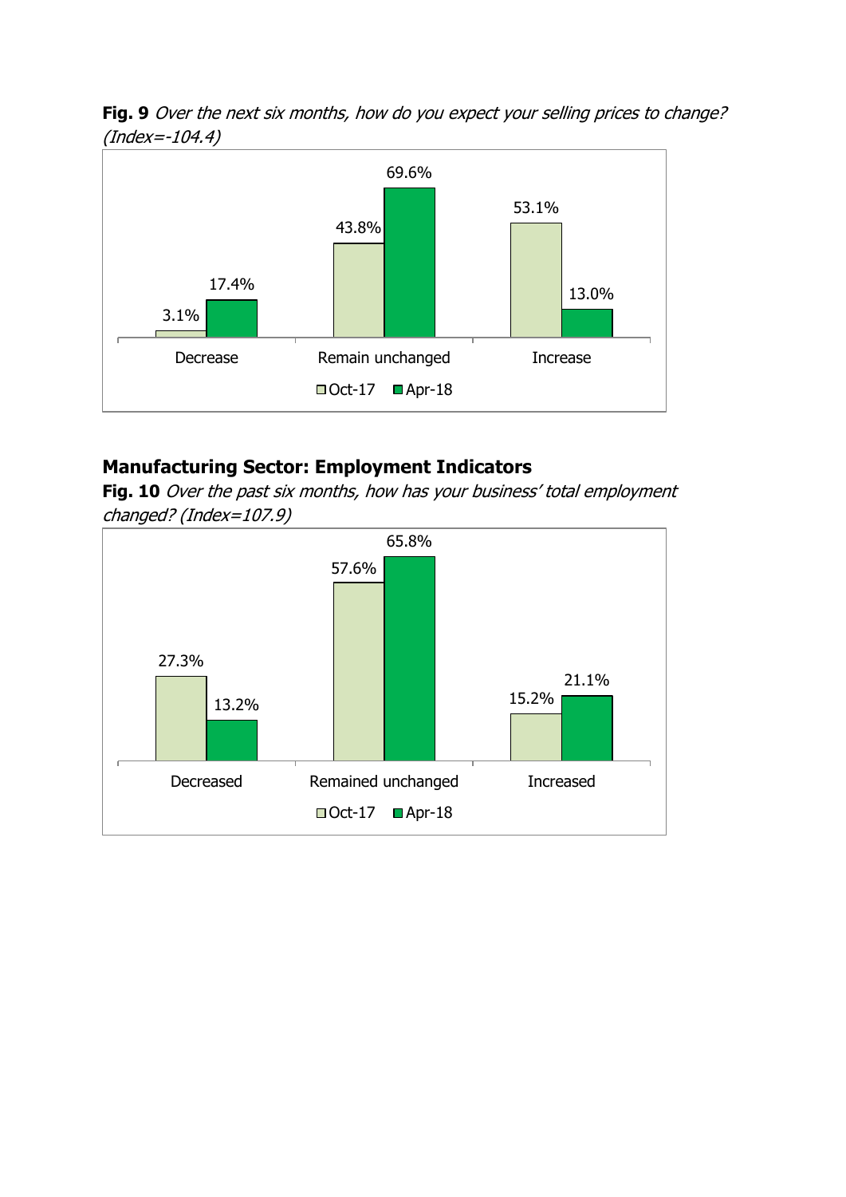**Fig. 9** *Over the next six months, how do you expect your selling prices to change? (Index=-104.4)*

| | Oct-17 | Apr-18 |
|---|---|---|
| Decrease | 3.1% | 17.4% |
| Remain unchanged | 43.8% | 69.6% |
| Increase | 53.1% | 13.0% |

## Manufacturing Sector: Employment Indicators

**Fig. 10** *Over the past six months, how has your business' total employment changed? (Index=107.9)*

| | Oct-17 | Apr-18 |
|---|---|---|
| Decreased | 27.3% | 13.2% |
| Remained unchanged | 57.6% | 65.8% |
| Increased | 15.2% | 21.1% |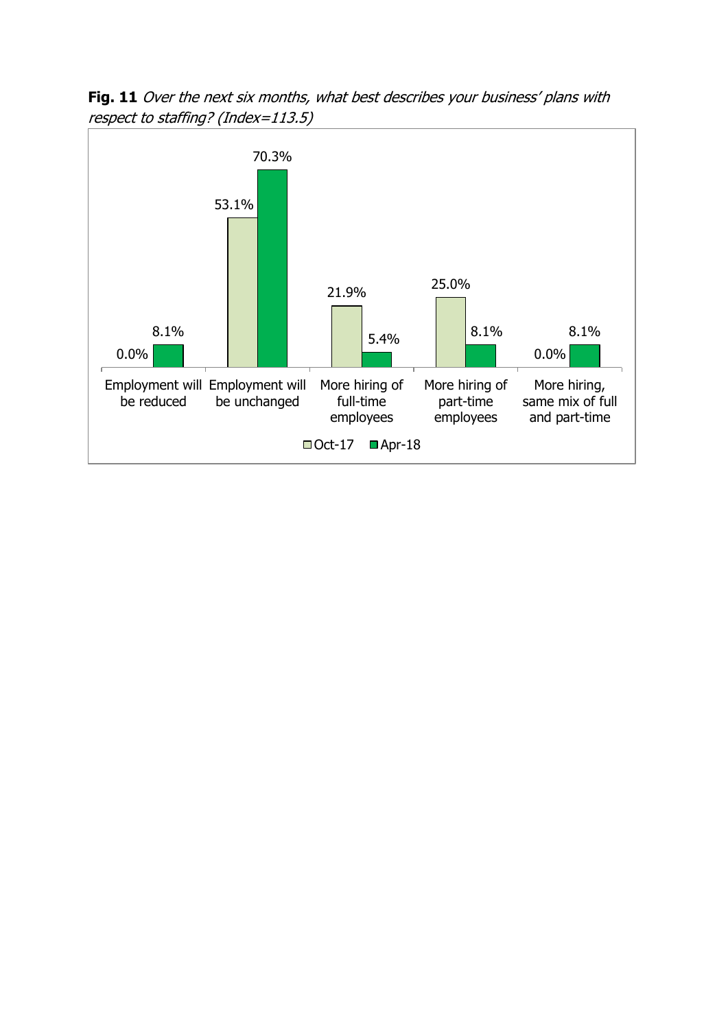**Fig. 11** *Over the next six months, what best describes your business' plans with respect to staffing? (Index=113.5)*

| | Oct-17 | Apr-18 |
|---|---|---|
| Employment will be reduced | 0.0% | 8.1% |
| Employment will be unchanged | 53.1% | 70.3% |
| More hiring of full-time employees | 21.9% | 5.4% |
| More hiring of part-time employees | 25.0% | 8.1% |
| More hiring, same mix of full and part-time | 0.0% | 8.1% |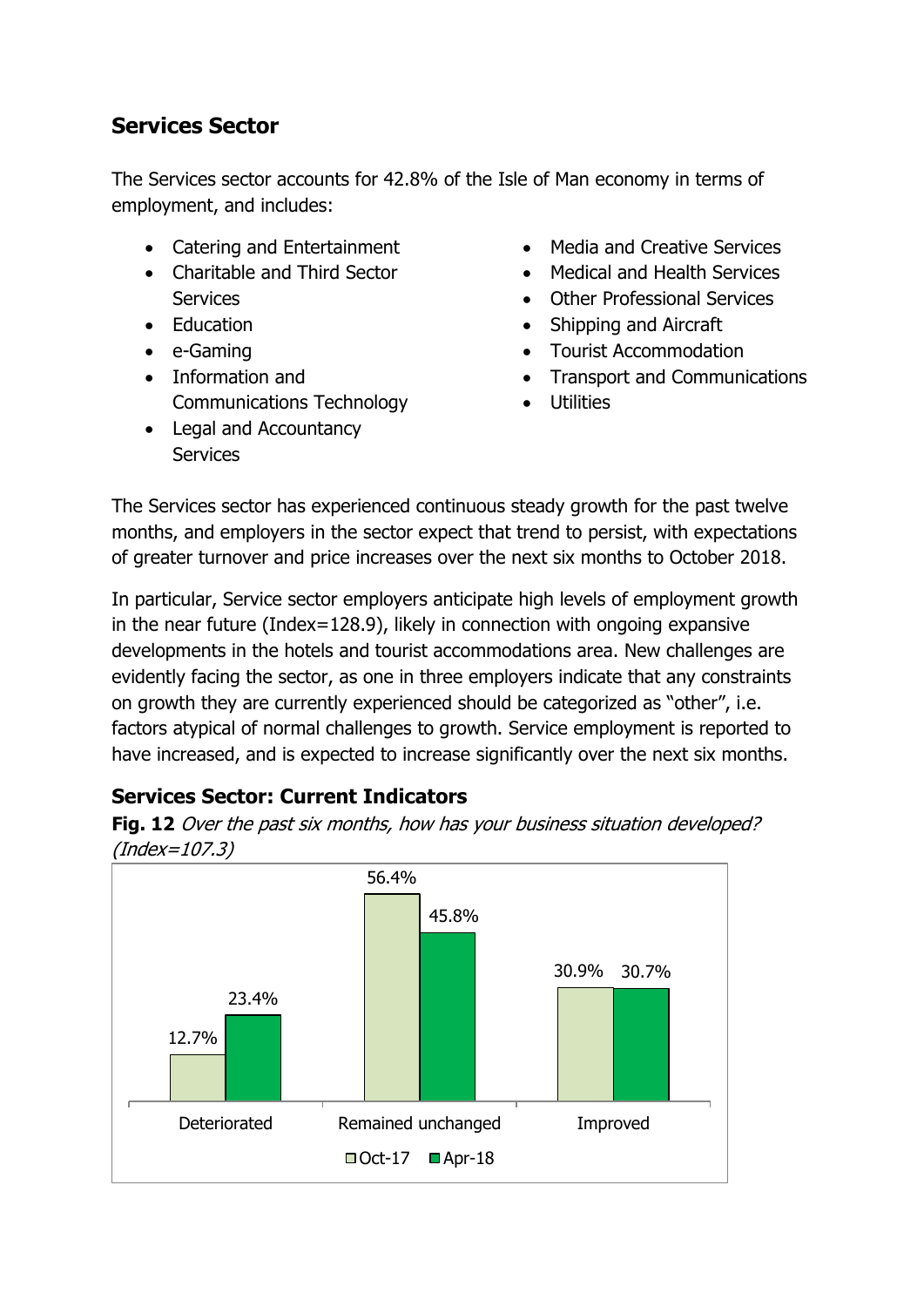## Services Sector

The Services sector accounts for 42.8% of the Isle of Man economy in terms of employment, and includes:

- Catering and Entertainment
- Charitable and Third Sector Services
- Education
- e-Gaming
- Information and Communications Technology
- Legal and Accountancy Services
- Media and Creative Services
- Medical and Health Services
- Other Professional Services
- Shipping and Aircraft
- Tourist Accommodation
- Transport and Communications
- Utilities

The Services sector has experienced continuous steady growth for the past twelve months, and employers in the sector expect that trend to persist, with expectations of greater turnover and price increases over the next six months to October 2018.

In particular, Service sector employers anticipate high levels of employment growth in the near future (Index=128.9), likely in connection with ongoing expansive developments in the hotels and tourist accommodations area. New challenges are evidently facing the sector, as one in three employers indicate that any constraints on growth they are currently experienced should be categorized as "other", i.e. factors atypical of normal challenges to growth. Service employment is reported to have increased, and is expected to increase significantly over the next six months.

### Services Sector: Current Indicators

**Fig. 12** *Over the past six months, how has your business situation developed? (Index=107.3)*

| | Oct-17 | Apr-18 |
|---|---|---|
| Deteriorated | 12.7% | 23.4% |
| Remained unchanged | 56.4% | 45.8% |
| Improved | 30.9% | 30.7% |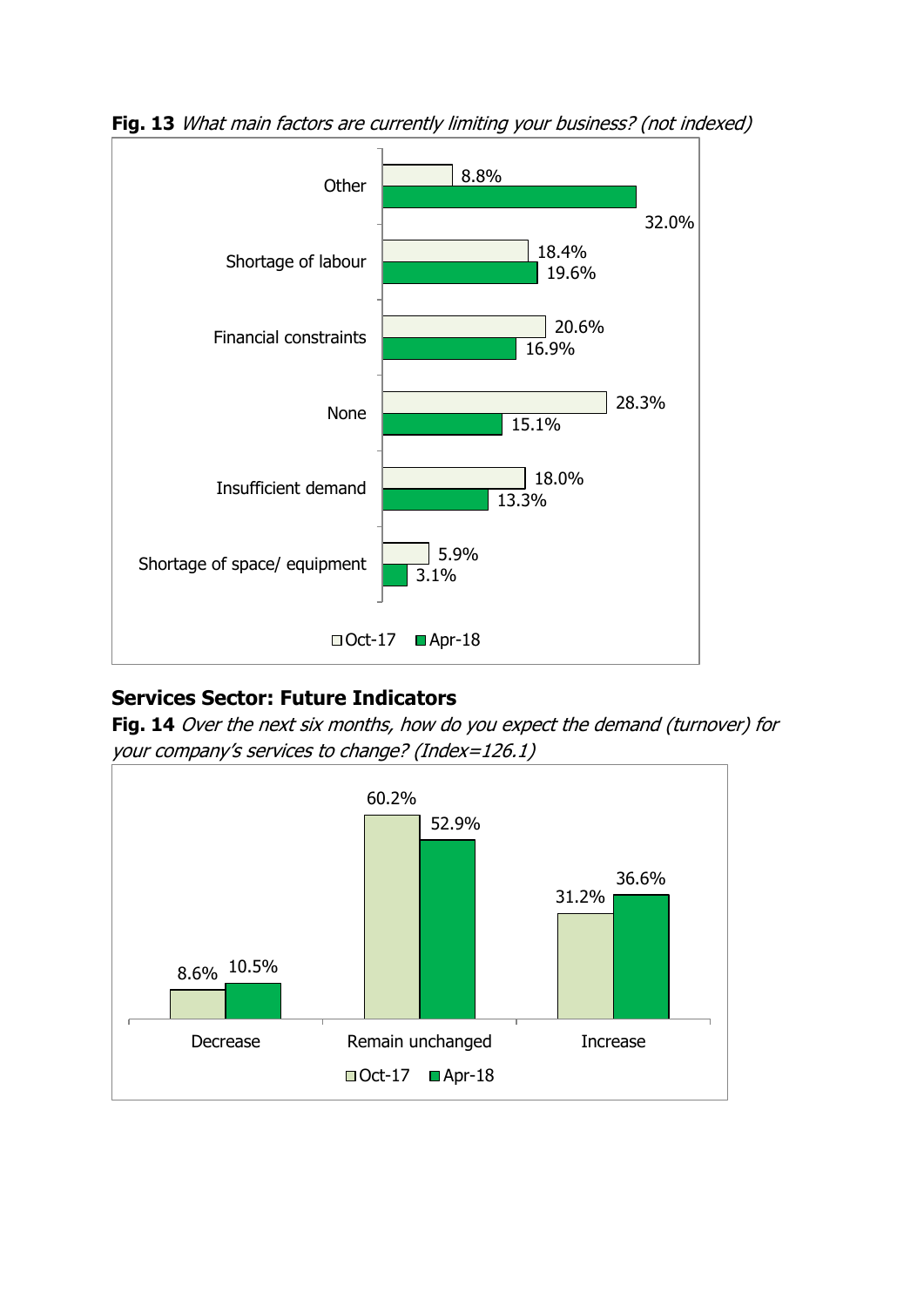**Fig. 13** *What main factors are currently limiting your business? (not indexed)*

| | Oct-17 | Apr-18 |
|---|---|---|
| Other | 8.8% | 32.0% |
| Shortage of labour | 18.4% | 19.6% |
| Financial constraints | 20.6% | 16.9% |
| None | 28.3% | 15.1% |
| Insufficient demand | 18.0% | 13.3% |
| Shortage of space/ equipment | 5.9% | 3.1% |

## Services Sector: Future Indicators

**Fig. 14** *Over the next six months, how do you expect the demand (turnover) for your company's services to change? (Index=126.1)*

| | Oct-17 | Apr-18 |
|---|---|---|
| Decrease | 8.6% | 10.5% |
| Remain unchanged | 60.2% | 52.9% |
| Increase | 31.2% | 36.6% |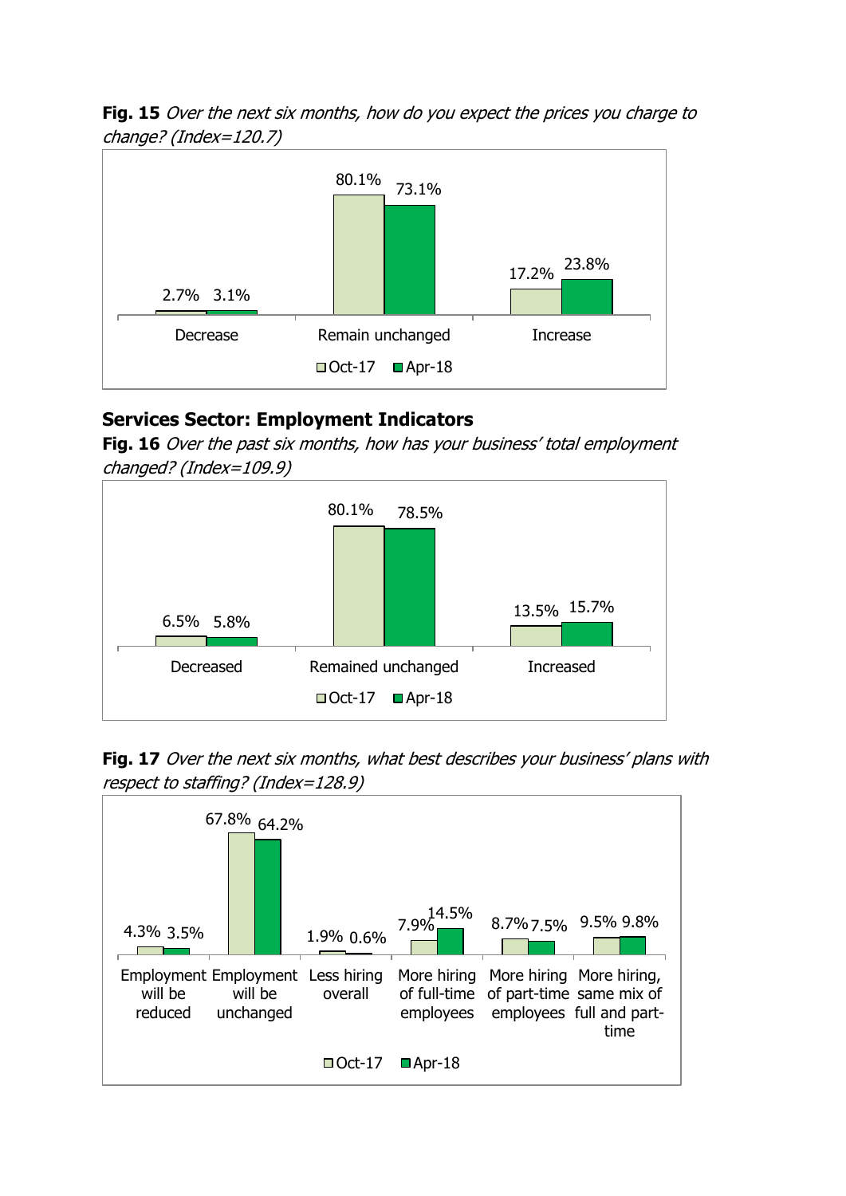**Fig. 15** *Over the next six months, how do you expect the prices you charge to change? (Index=120.7)*

| | Oct-17 | Apr-18 |
|---|---|---|
| Decrease | 2.7% | 3.1% |
| Remain unchanged | 80.1% | 73.1% |
| Increase | 17.2% | 23.8% |

## Services Sector: Employment Indicators

**Fig. 16** *Over the past six months, how has your business' total employment changed? (Index=109.9)*

| | Oct-17 | Apr-18 |
|---|---|---|
| Decreased | 6.5% | 5.8% |
| Remained unchanged | 80.1% | 78.5% |
| Increased | 13.5% | 15.7% |

**Fig. 17** *Over the next six months, what best describes your business' plans with respect to staffing? (Index=128.9)*

| | Oct-17 | Apr-18 |
|---|---|---|
| Employment will be reduced | 4.3% | 3.5% |
| Employment will be unchanged | 67.8% | 64.2% |
| Less hiring overall | 1.9% | 0.6% |
| More hiring of full-time employees | 7.9% | 14.5% |
| More hiring of part-time employees | 8.7% | 7.5% |
| More hiring, same mix of full and part-time | 9.5% | 9.8% |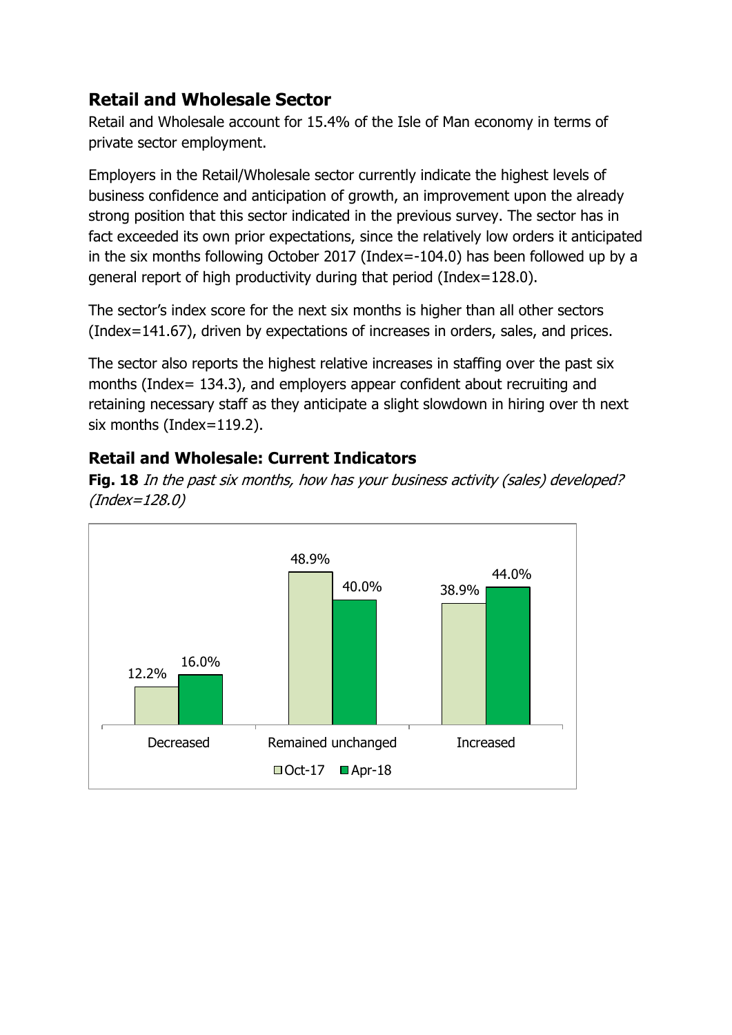## Retail and Wholesale Sector

Retail and Wholesale account for 15.4% of the Isle of Man economy in terms of private sector employment.

Employers in the Retail/Wholesale sector currently indicate the highest levels of business confidence and anticipation of growth, an improvement upon the already strong position that this sector indicated in the previous survey. The sector has in fact exceeded its own prior expectations, since the relatively low orders it anticipated in the six months following October 2017 (Index=-104.0) has been followed up by a general report of high productivity during that period (Index=128.0).

The sector's index score for the next six months is higher than all other sectors (Index=141.67), driven by expectations of increases in orders, sales, and prices.

The sector also reports the highest relative increases in staffing over the past six months (Index= 134.3), and employers appear confident about recruiting and retaining necessary staff as they anticipate a slight slowdown in hiring over th next six months (Index=119.2).

### Retail and Wholesale: Current Indicators

**Fig. 18** *In the past six months, how has your business activity (sales) developed? (Index=128.0)*

| | Oct-17 | Apr-18 |
|---|---|---|
| Decreased | 12.2% | 16.0% |
| Remained unchanged | 48.9% | 40.0% |
| Increased | 38.9% | 44.0% |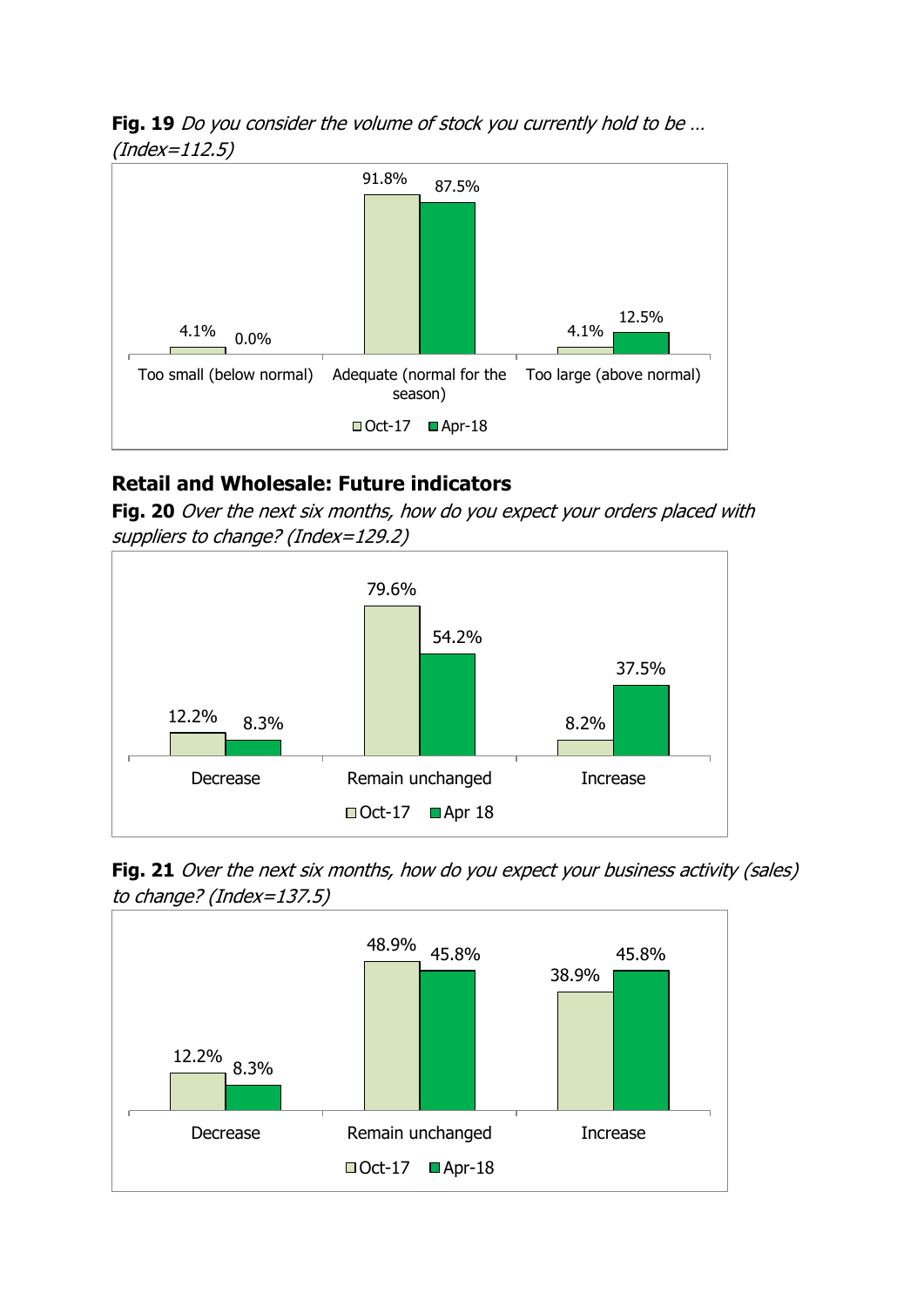**Fig. 19** *Do you consider the volume of stock you currently hold to be … (Index=112.5)*

| | Oct-17 | Apr-18 |
|---|---|---|
| Too small (below normal) | 4.1% | 0.0% |
| Adequate (normal for the season) | 91.8% | 87.5% |
| Too large (above normal) | 4.1% | 12.5% |

## Retail and Wholesale: Future indicators

**Fig. 20** *Over the next six months, how do you expect your orders placed with suppliers to change? (Index=129.2)*

| | Oct-17 | Apr 18 |
|---|---|---|
| Decrease | 12.2% | 8.3% |
| Remain unchanged | 79.6% | 54.2% |
| Increase | 8.2% | 37.5% |

**Fig. 21** *Over the next six months, how do you expect your business activity (sales) to change? (Index=137.5)*

| | Oct-17 | Apr-18 |
|---|---|---|
| Decrease | 12.2% | 8.3% |
| Remain unchanged | 48.9% | 45.8% |
| Increase | 38.9% | 45.8% |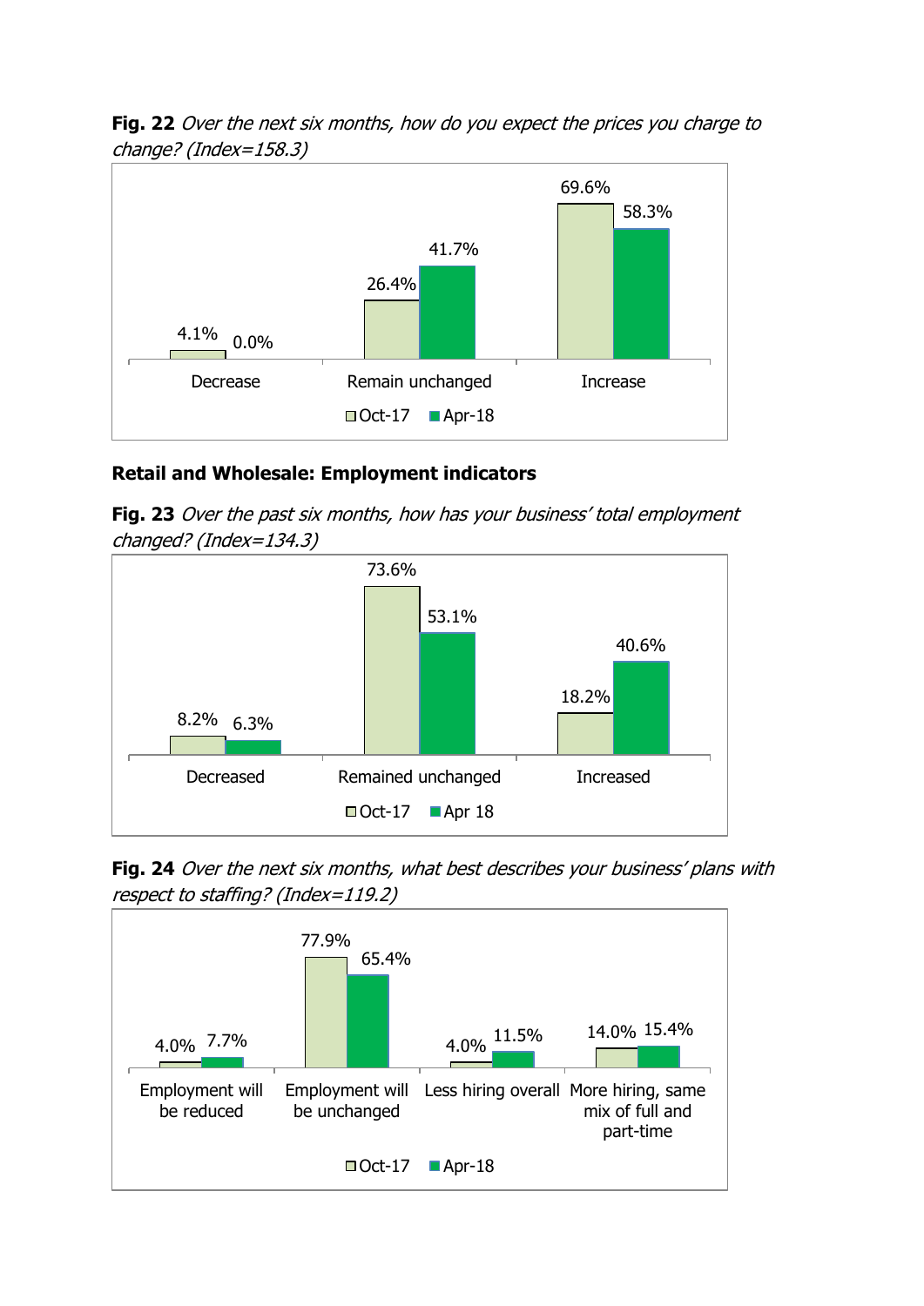**Fig. 22** *Over the next six months, how do you expect the prices you charge to change? (Index=158.3)*

| | Oct-17 | Apr-18 |
|---|---|---|
| Decrease | 4.1% | 0.0% |
| Remain unchanged | 26.4% | 41.7% |
| Increase | 69.6% | 58.3% |

## Retail and Wholesale: Employment indicators

**Fig. 23** *Over the past six months, how has your business' total employment changed? (Index=134.3)*

| | Oct-17 | Apr 18 |
|---|---|---|
| Decreased | 8.2% | 6.3% |
| Remained unchanged | 73.6% | 53.1% |
| Increased | 18.2% | 40.6% |

**Fig. 24** *Over the next six months, what best describes your business' plans with respect to staffing? (Index=119.2)*

| | Oct-17 | Apr-18 |
|---|---|---|
| Employment will be reduced | 4.0% | 7.7% |
| Employment will be unchanged | 77.9% | 65.4% |
| Less hiring overall | 4.0% | 11.5% |
| More hiring, same mix of full and part-time | 14.0% | 15.4% |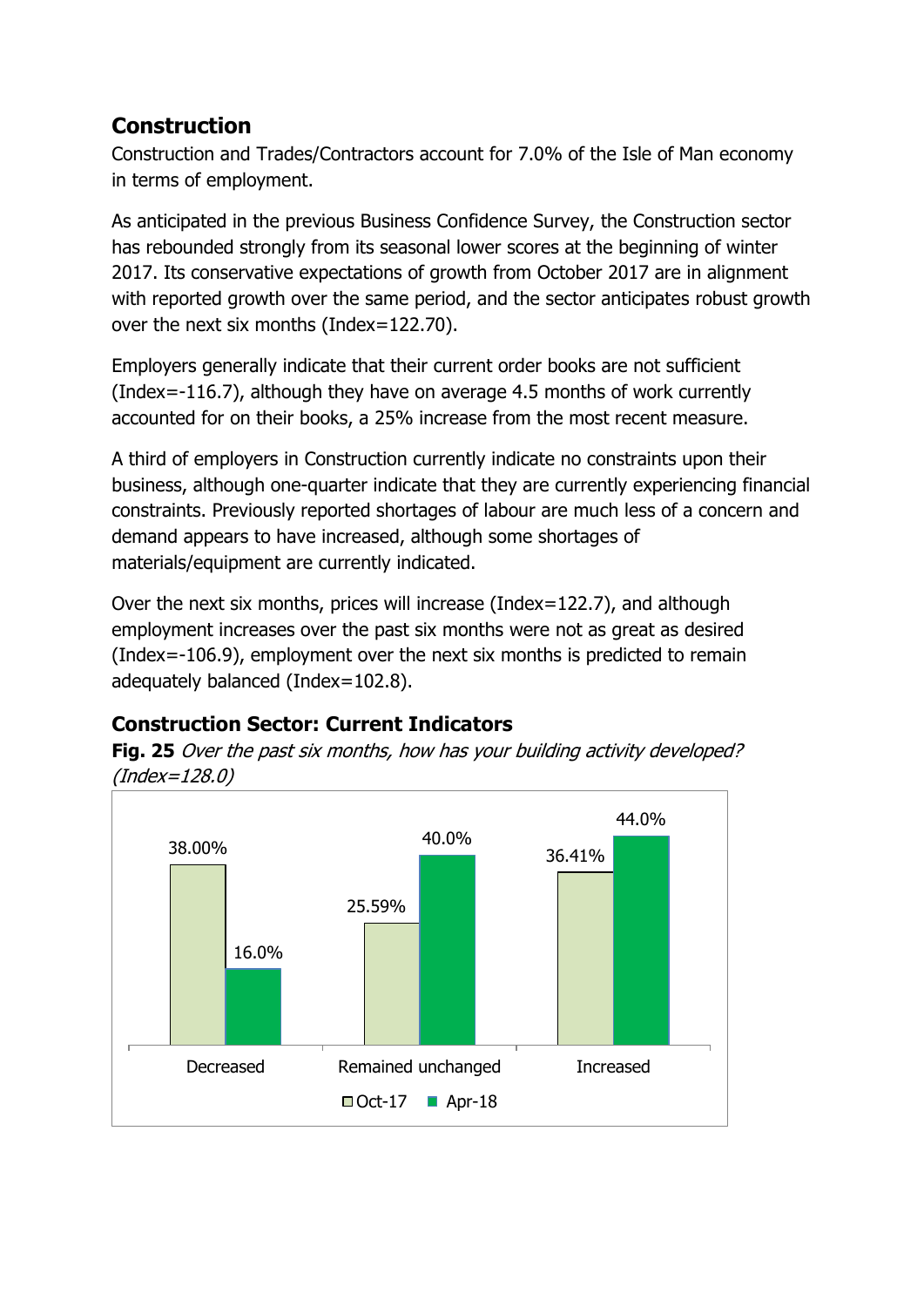## Construction

Construction and Trades/Contractors account for 7.0% of the Isle of Man economy in terms of employment.

As anticipated in the previous Business Confidence Survey, the Construction sector has rebounded strongly from its seasonal lower scores at the beginning of winter 2017. Its conservative expectations of growth from October 2017 are in alignment with reported growth over the same period, and the sector anticipates robust growth over the next six months (Index=122.70).

Employers generally indicate that their current order books are not sufficient (Index=-116.7), although they have on average 4.5 months of work currently accounted for on their books, a 25% increase from the most recent measure.

A third of employers in Construction currently indicate no constraints upon their business, although one-quarter indicate that they are currently experiencing financial constraints. Previously reported shortages of labour are much less of a concern and demand appears to have increased, although some shortages of materials/equipment are currently indicated.

Over the next six months, prices will increase (Index=122.7), and although employment increases over the past six months were not as great as desired (Index=-106.9), employment over the next six months is predicted to remain adequately balanced (Index=102.8).

### Construction Sector: Current Indicators

**Fig. 25** *Over the past six months, how has your building activity developed? (Index=128.0)*

| | Oct-17 | Apr-18 |
|---|---|---|
| Decreased | 38.00% | 16.0% |
| Remained unchanged | 25.59% | 40.0% |
| Increased | 36.41% | 44.0% |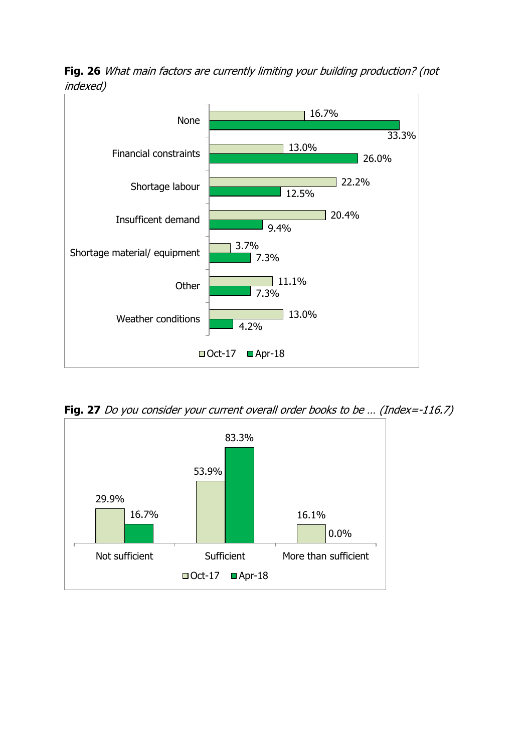**Fig. 26** *What main factors are currently limiting your building production? (not indexed)*

| | Oct-17 | Apr-18 |
|---|---|---|
| None | 16.7% | 33.3% |
| Financial constraints | 13.0% | 26.0% |
| Shortage labour | 22.2% | 12.5% |
| Insufficent demand | 20.4% | 9.4% |
| Shortage material/ equipment | 3.7% | 7.3% |
| Other | 11.1% | 7.3% |
| Weather conditions | 13.0% | 4.2% |

**Fig. 27** *Do you consider your current overall order books to be … (Index=-116.7)*

| | Oct-17 | Apr-18 |
|---|---|---|
| Not sufficient | 29.9% | 16.7% |
| Sufficient | 53.9% | 83.3% |
| More than sufficient | 16.1% | 0.0% |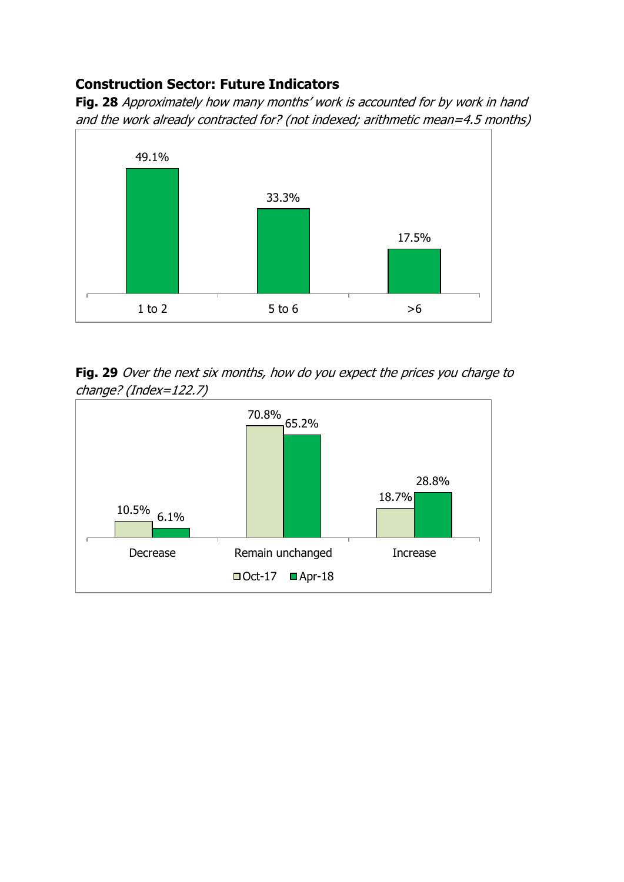## Construction Sector: Future Indicators

**Fig. 28** *Approximately how many months' work is accounted for by work in hand and the work already contracted for? (not indexed; arithmetic mean=4.5 months)*

| | 1 to 2 | 5 to 6 | >6 |
|---|---|---|---|
| | 49.1% | 33.3% | 17.5% |

**Fig. 29** *Over the next six months, how do you expect the prices you charge to change? (Index=122.7)*

| | Decrease | Remain unchanged | Increase |
|---|---|---|---|
| Oct-17 | 10.5% | 70.8% | 18.7% |
| Apr-18 | 6.1% | 65.2% | 28.8% |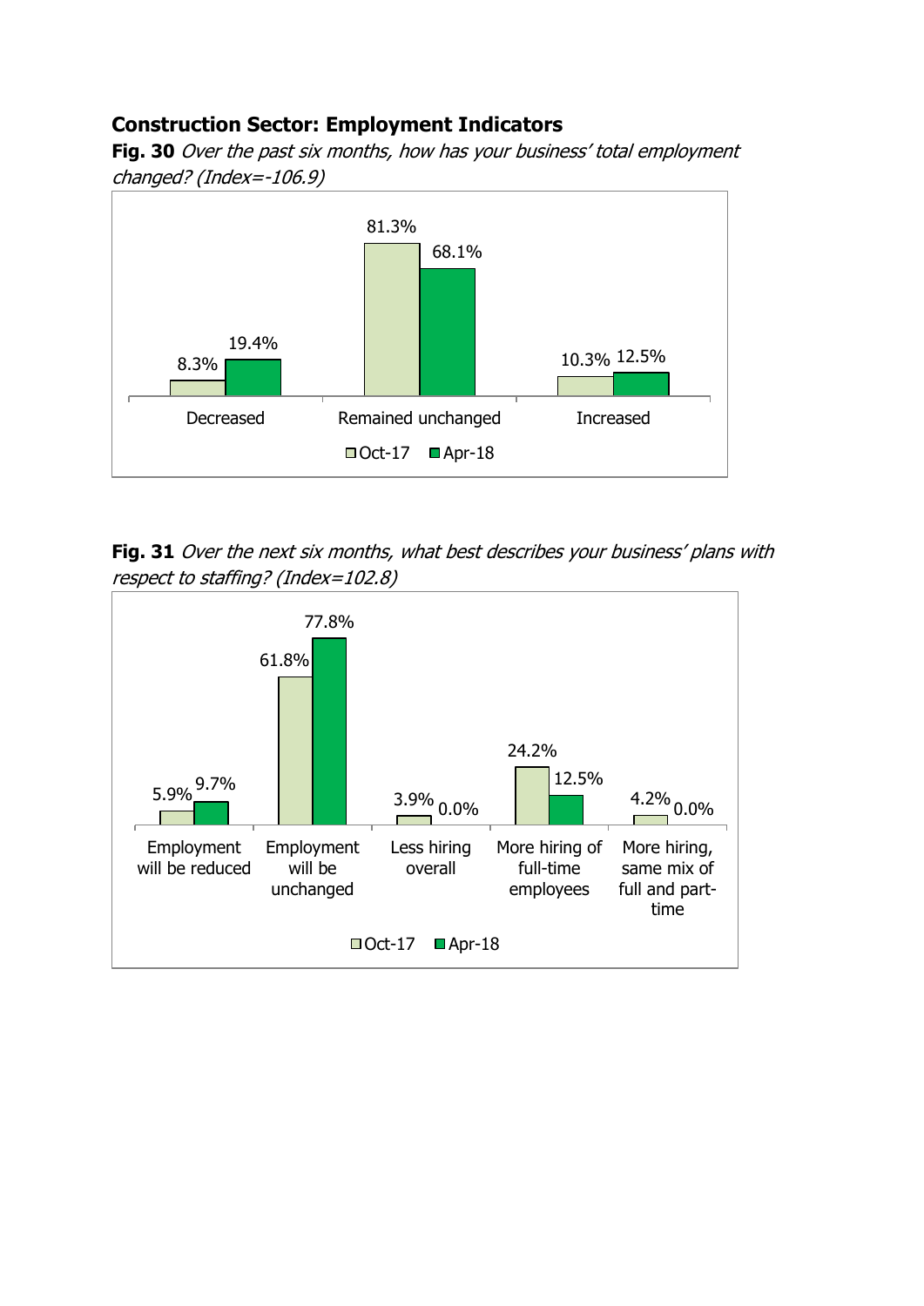## Construction Sector: Employment Indicators

**Fig. 30** *Over the past six months, how has your business' total employment changed? (Index=-106.9)*

| | Oct-17 | Apr-18 |
|---|---|---|
| Decreased | 8.3% | 19.4% |
| Remained unchanged | 81.3% | 68.1% |
| Increased | 10.3% | 12.5% |

**Fig. 31** *Over the next six months, what best describes your business' plans with respect to staffing? (Index=102.8)*

| | Oct-17 | Apr-18 |
|---|---|---|
| Employment will be reduced | 5.9% | 9.7% |
| Employment will be unchanged | 61.8% | 77.8% |
| Less hiring overall | 3.9% | 0.0% |
| More hiring of full-time employees | 24.2% | 12.5% |
| More hiring, same mix of full and part-time | 4.2% | 0.0% |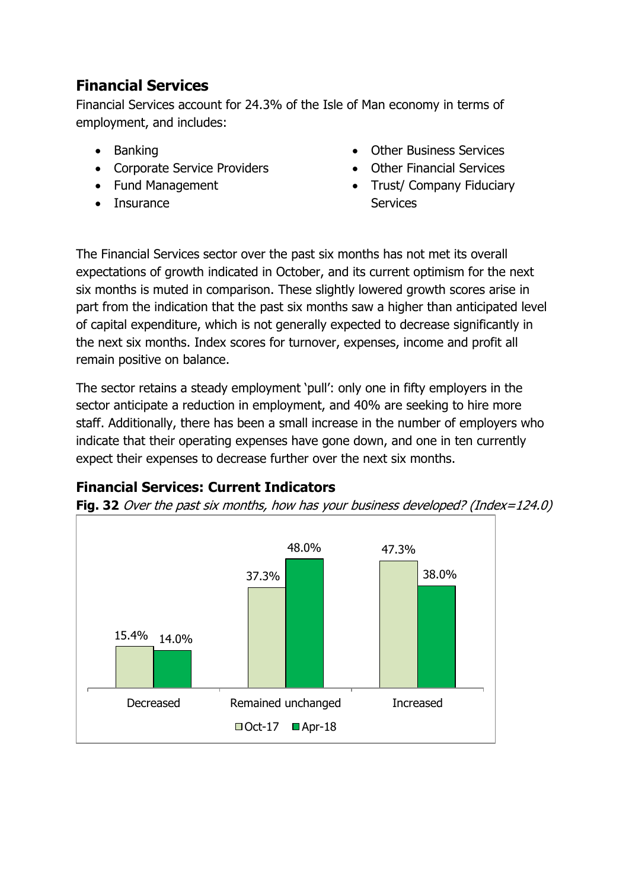## Financial Services

Financial Services account for 24.3% of the Isle of Man economy in terms of employment, and includes:

- Banking
- Corporate Service Providers
- Fund Management
- Insurance
- Other Business Services
- Other Financial Services
- Trust/ Company Fiduciary Services

The Financial Services sector over the past six months has not met its overall expectations of growth indicated in October, and its current optimism for the next six months is muted in comparison. These slightly lowered growth scores arise in part from the indication that the past six months saw a higher than anticipated level of capital expenditure, which is not generally expected to decrease significantly in the next six months. Index scores for turnover, expenses, income and profit all remain positive on balance.

The sector retains a steady employment 'pull': only one in fifty employers in the sector anticipate a reduction in employment, and 40% are seeking to hire more staff. Additionally, there has been a small increase in the number of employers who indicate that their operating expenses have gone down, and one in ten currently expect their expenses to decrease further over the next six months.

### Financial Services: Current Indicators

**Fig. 32** *Over the past six months, how has your business developed? (Index=124.0)*

| | Oct-17 | Apr-18 |
|---|---|---|
| Decreased | 15.4% | 14.0% |
| Remained unchanged | 37.3% | 48.0% |
| Increased | 47.3% | 38.0% |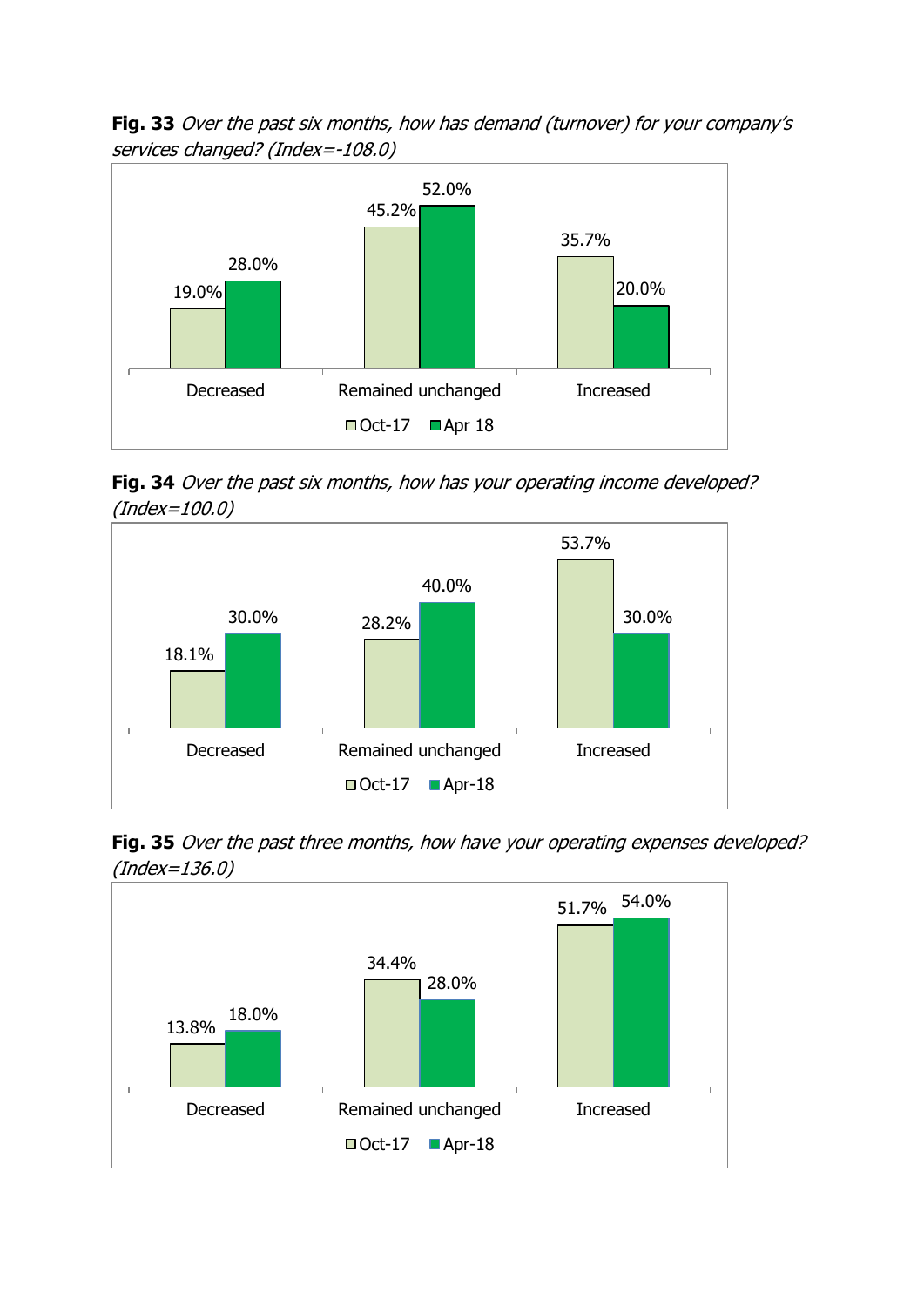**Fig. 33** *Over the past six months, how has demand (turnover) for your company's services changed? (Index=-108.0)*

| | Oct-17 | Apr 18 |
|---|---|---|
| Decreased | 19.0% | 28.0% |
| Remained unchanged | 45.2% | 52.0% |
| Increased | 35.7% | 20.0% |

**Fig. 34** *Over the past six months, how has your operating income developed? (Index=100.0)*

| | Oct-17 | Apr-18 |
|---|---|---|
| Decreased | 18.1% | 30.0% |
| Remained unchanged | 28.2% | 40.0% |
| Increased | 53.7% | 30.0% |

**Fig. 35** *Over the past three months, how have your operating expenses developed? (Index=136.0)*

| | Oct-17 | Apr-18 |
|---|---|---|
| Decreased | 13.8% | 18.0% |
| Remained unchanged | 34.4% | 28.0% |
| Increased | 51.7% | 54.0% |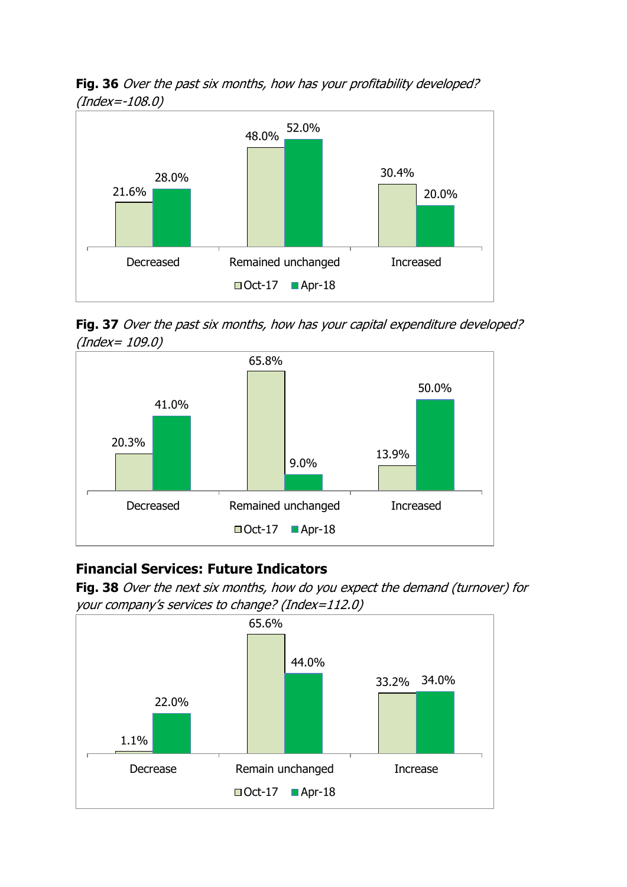**Fig. 36** *Over the past six months, how has your profitability developed? (Index=-108.0)*

| | Decreased | Remained unchanged | Increased |
|---|---|---|---|
| Oct-17 | 21.6% | 48.0% | 30.4% |
| Apr-18 | 28.0% | 52.0% | 20.0% |

**Fig. 37** *Over the past six months, how has your capital expenditure developed? (Index= 109.0)*

| | Decreased | Remained unchanged | Increased |
|---|---|---|---|
| Oct-17 | 20.3% | 65.8% | 13.9% |
| Apr-18 | 41.0% | 9.0% | 50.0% |

## Financial Services: Future Indicators

**Fig. 38** *Over the next six months, how do you expect the demand (turnover) for your company's services to change? (Index=112.0)*

| | Decrease | Remain unchanged | Increase |
|---|---|---|---|
| Oct-17 | 1.1% | 65.6% | 33.2% |
| Apr-18 | 22.0% | 44.0% | 34.0% |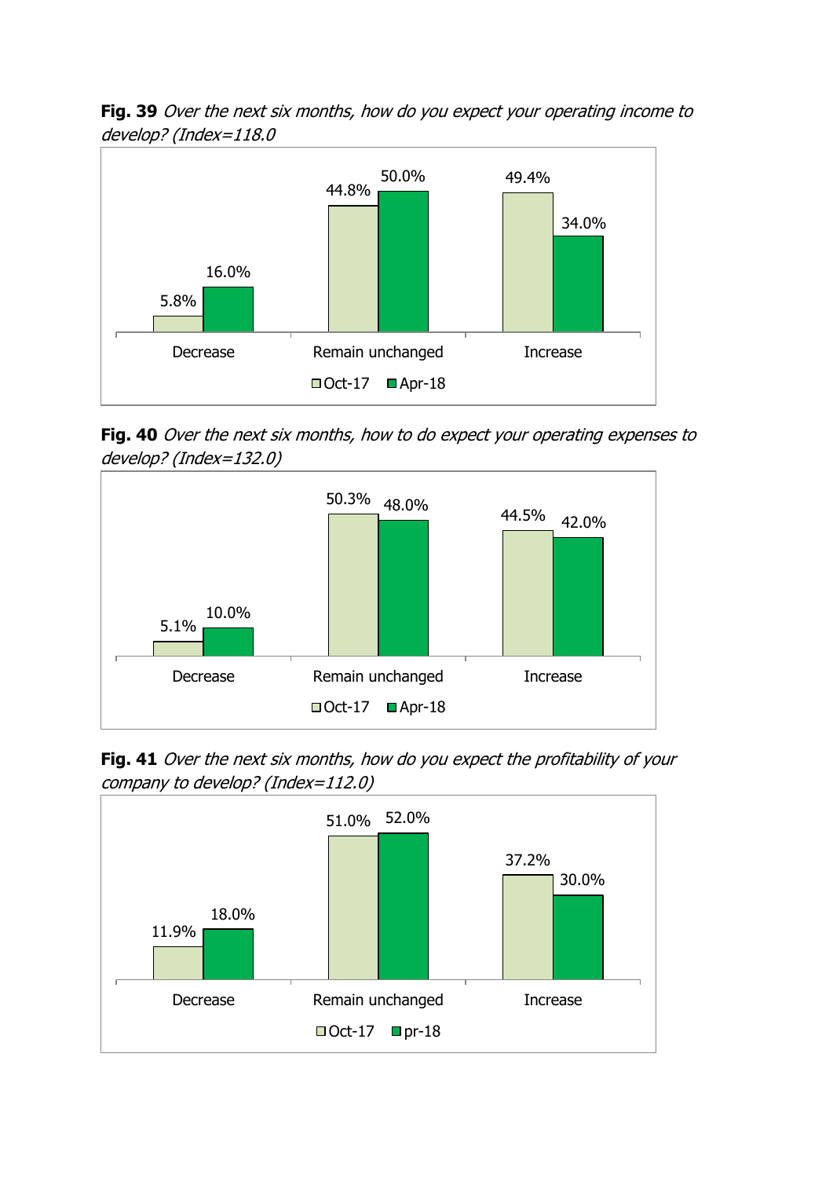**Fig. 39** *Over the next six months, how do you expect your operating income to develop? (Index=118.0*

| | Oct-17 | Apr-18 |
|---|---|---|
| Decrease | 5.8% | 16.0% |
| Remain unchanged | 44.8% | 50.0% |
| Increase | 49.4% | 34.0% |

**Fig. 40** *Over the next six months, how to do expect your operating expenses to develop? (Index=132.0)*

| | Oct-17 | Apr-18 |
|---|---|---|
| Decrease | 5.1% | 10.0% |
| Remain unchanged | 50.3% | 48.0% |
| Increase | 44.5% | 42.0% |

**Fig. 41** *Over the next six months, how do you expect the profitability of your company to develop? (Index=112.0)*

| | Oct-17 | pr-18 |
|---|---|---|
| Decrease | 11.9% | 18.0% |
| Remain unchanged | 51.0% | 52.0% |
| Increase | 37.2% | 30.0% |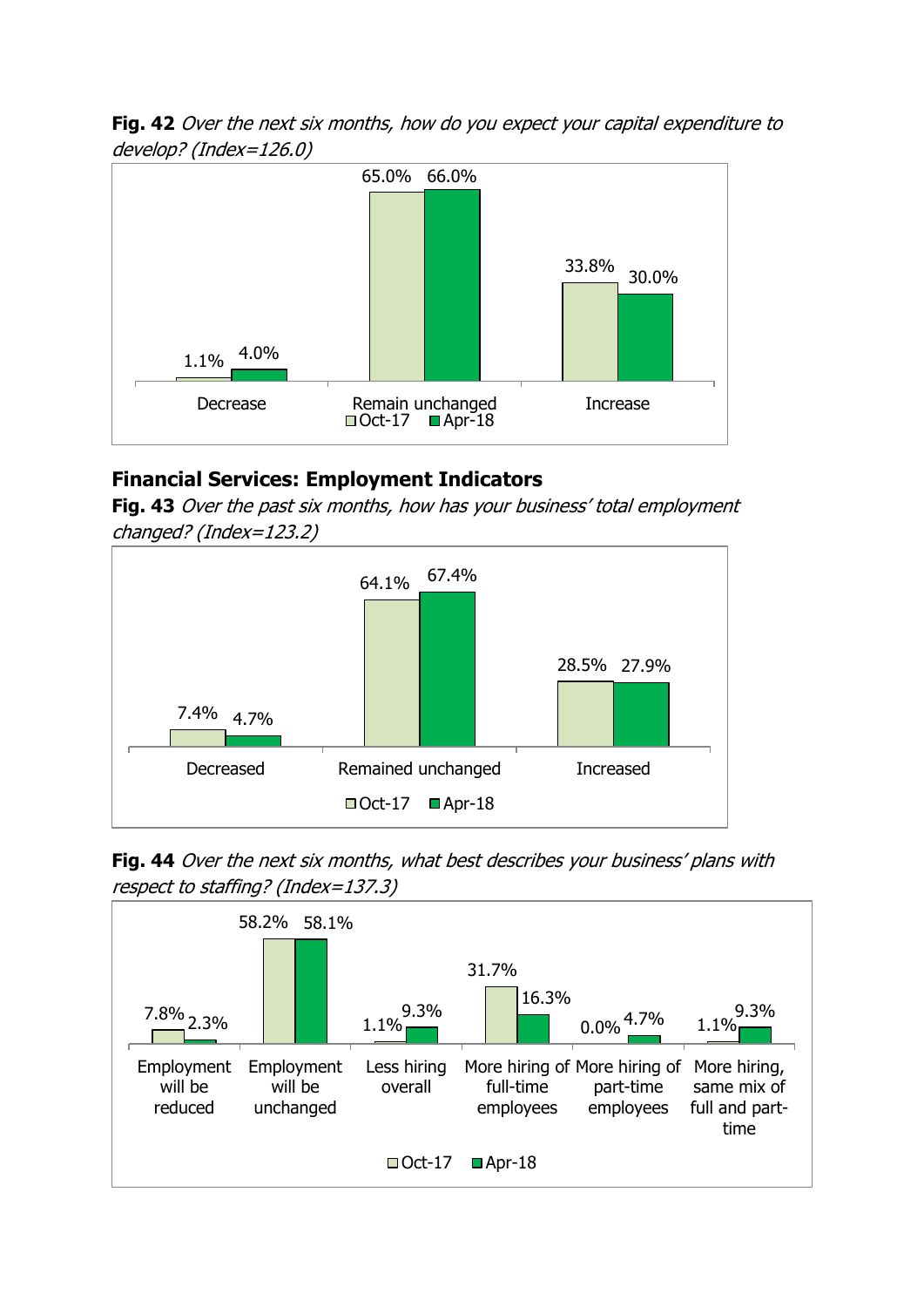**Fig. 42** *Over the next six months, how do you expect your capital expenditure to develop? (Index=126.0)*

| | Oct-17 | Apr-18 |
|---|---|---|
| Decrease | 1.1% | 4.0% |
| Remain unchanged | 65.0% | 66.0% |
| Increase | 33.8% | 30.0% |

## Financial Services: Employment Indicators

**Fig. 43** *Over the past six months, how has your business' total employment changed? (Index=123.2)*

| | Oct-17 | Apr-18 |
|---|---|---|
| Decreased | 7.4% | 4.7% |
| Remained unchanged | 64.1% | 67.4% |
| Increased | 28.5% | 27.9% |

**Fig. 44** *Over the next six months, what best describes your business' plans with respect to staffing? (Index=137.3)*

| | Oct-17 | Apr-18 |
|---|---|---|
| Employment will be reduced | 7.8% | 2.3% |
| Employment will be unchanged | 58.2% | 58.1% |
| Less hiring overall | 1.1% | 9.3% |
| More hiring of full-time employees | 31.7% | 16.3% |
| More hiring of part-time employees | 0.0% | 4.7% |
| More hiring, same mix of full and part-time | 1.1% | 9.3% |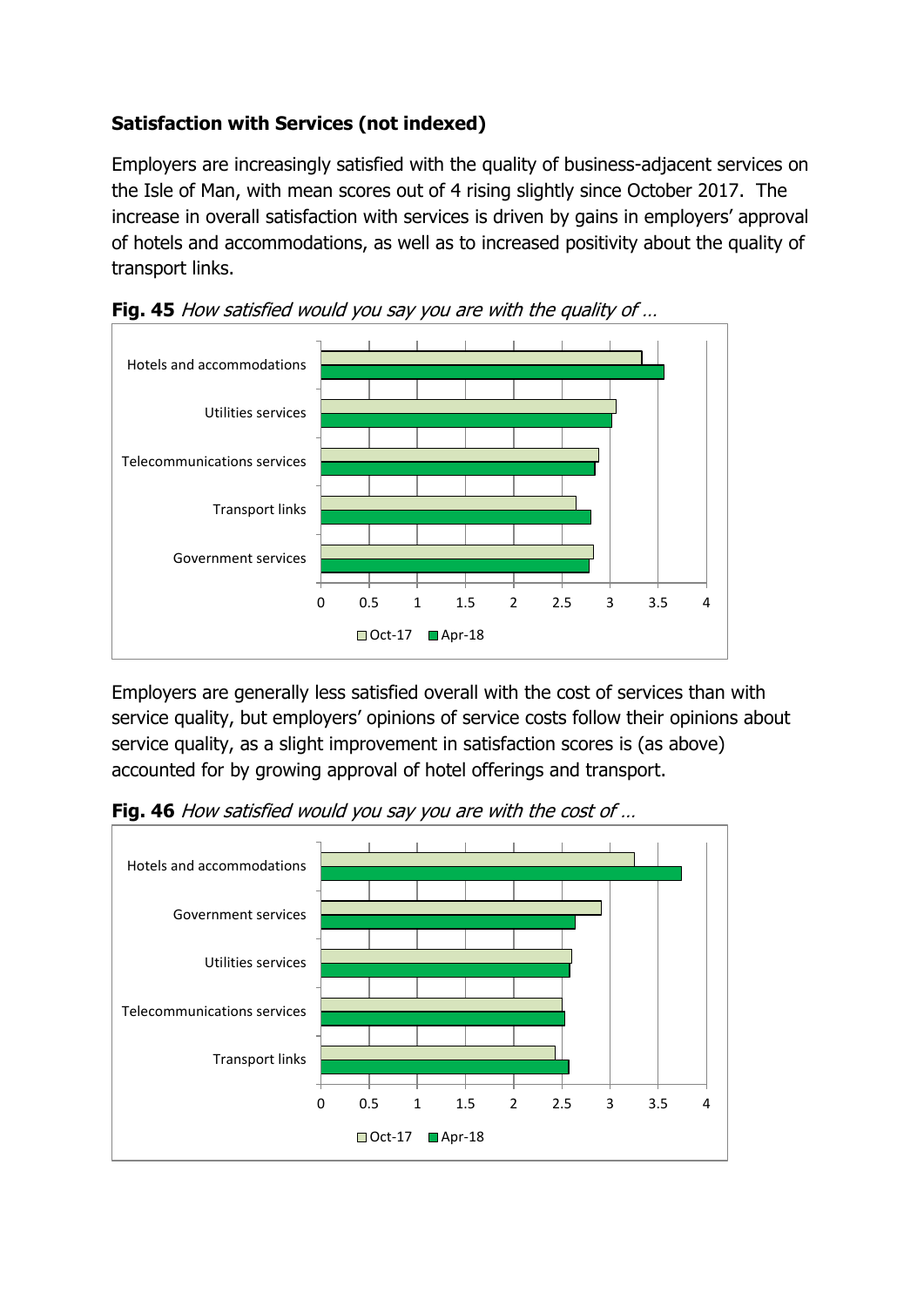### Satisfaction with Services (not indexed)

Employers are increasingly satisfied with the quality of business-adjacent services on the Isle of Man, with mean scores out of 4 rising slightly since October 2017. The increase in overall satisfaction with services is driven by gains in employers' approval of hotels and accommodations, as well as to increased positivity about the quality of transport links.

**Fig. 45** *How satisfied would you say you are with the quality of …*

Employers are generally less satisfied overall with the cost of services than with service quality, but employers' opinions of service costs follow their opinions about service quality, as a slight improvement in satisfaction scores is (as above) accounted for by growing approval of hotel offerings and transport.

**Fig. 46** *How satisfied would you say you are with the cost of …*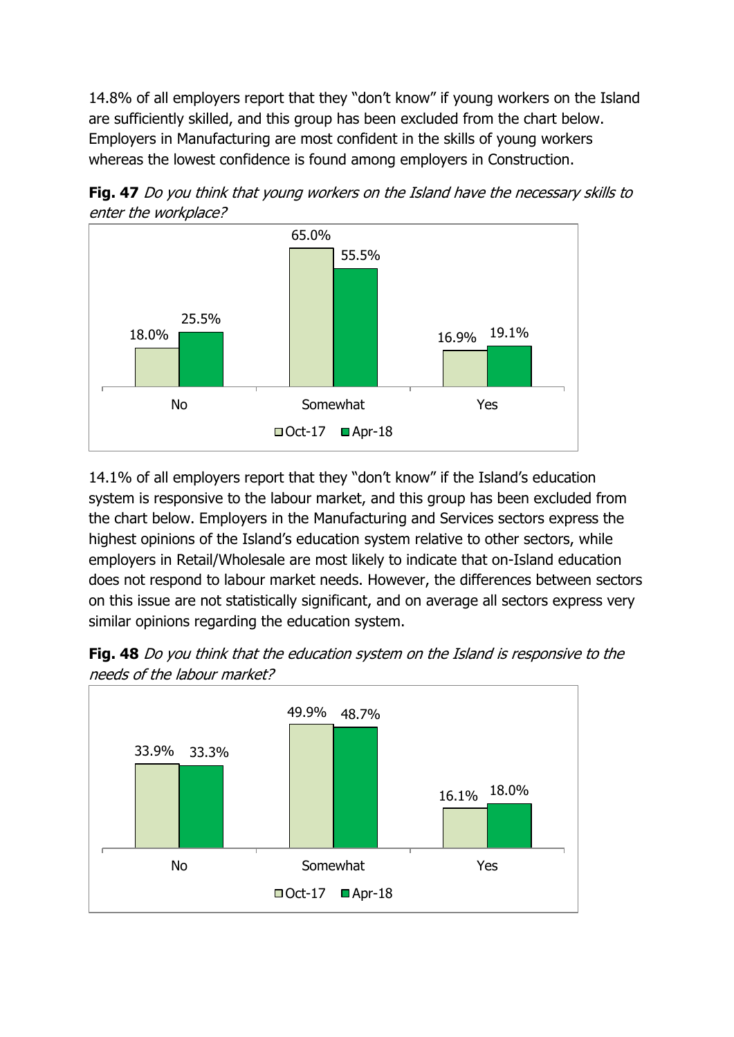14.8% of all employers report that they “don’t know” if young workers on the Island are sufficiently skilled, and this group has been excluded from the chart below. Employers in Manufacturing are most confident in the skills of young workers whereas the lowest confidence is found among employers in Construction.

**Fig. 47** *Do you think that young workers on the Island have the necessary skills to enter the workplace?*

| | Oct-17 | Apr-18 |
|---|---|---|
| No | 18.0% | 25.5% |
| Somewhat | 65.0% | 55.5% |
| Yes | 16.9% | 19.1% |

14.1% of all employers report that they “don’t know” if the Island’s education system is responsive to the labour market, and this group has been excluded from the chart below. Employers in the Manufacturing and Services sectors express the highest opinions of the Island’s education system relative to other sectors, while employers in Retail/Wholesale are most likely to indicate that on-Island education does not respond to labour market needs. However, the differences between sectors on this issue are not statistically significant, and on average all sectors express very similar opinions regarding the education system.

**Fig. 48** *Do you think that the education system on the Island is responsive to the needs of the labour market?*

| | Oct-17 | Apr-18 |
|---|---|---|
| No | 33.9% | 33.3% |
| Somewhat | 49.9% | 48.7% |
| Yes | 16.1% | 18.0% |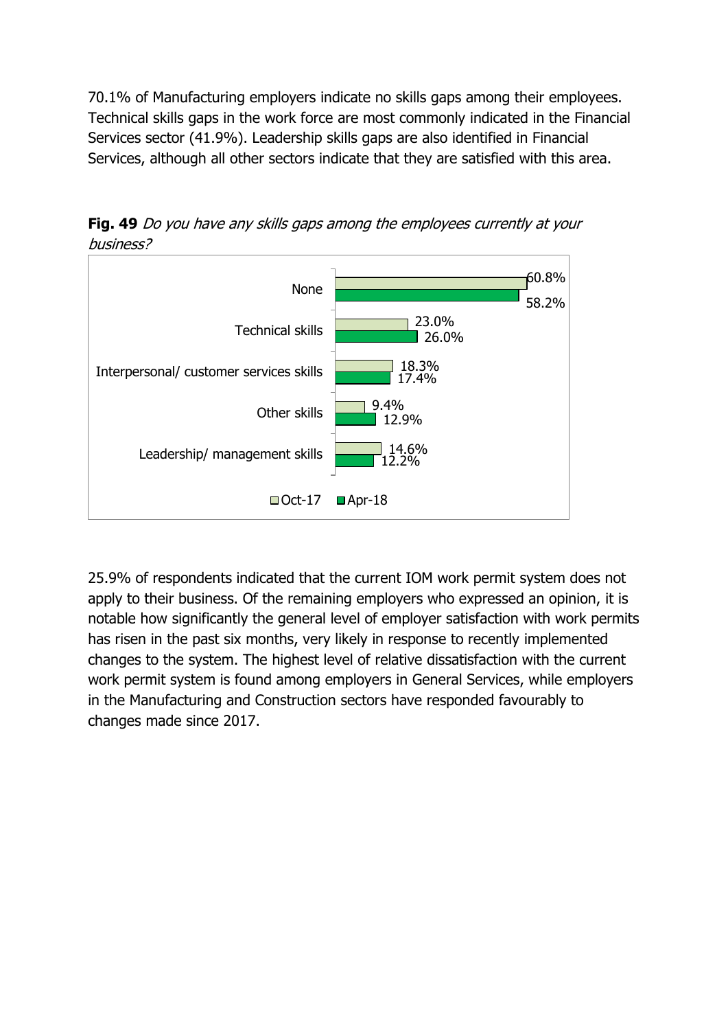70.1% of Manufacturing employers indicate no skills gaps among their employees. Technical skills gaps in the work force are most commonly indicated in the Financial Services sector (41.9%). Leadership skills gaps are also identified in Financial Services, although all other sectors indicate that they are satisfied with this area.

**Fig. 49** *Do you have any skills gaps among the employees currently at your business?*

| | Oct-17 | Apr-18 |
|---|---|---|
| None | 60.8% | 58.2% |
| Technical skills | 23.0% | 26.0% |
| Interpersonal/ customer services skills | 18.3% | 17.4% |
| Other skills | 9.4% | 12.9% |
| Leadership/ management skills | 14.6% | 12.2% |

25.9% of respondents indicated that the current IOM work permit system does not apply to their business. Of the remaining employers who expressed an opinion, it is notable how significantly the general level of employer satisfaction with work permits has risen in the past six months, very likely in response to recently implemented changes to the system. The highest level of relative dissatisfaction with the current work permit system is found among employers in General Services, while employers in the Manufacturing and Construction sectors have responded favourably to changes made since 2017.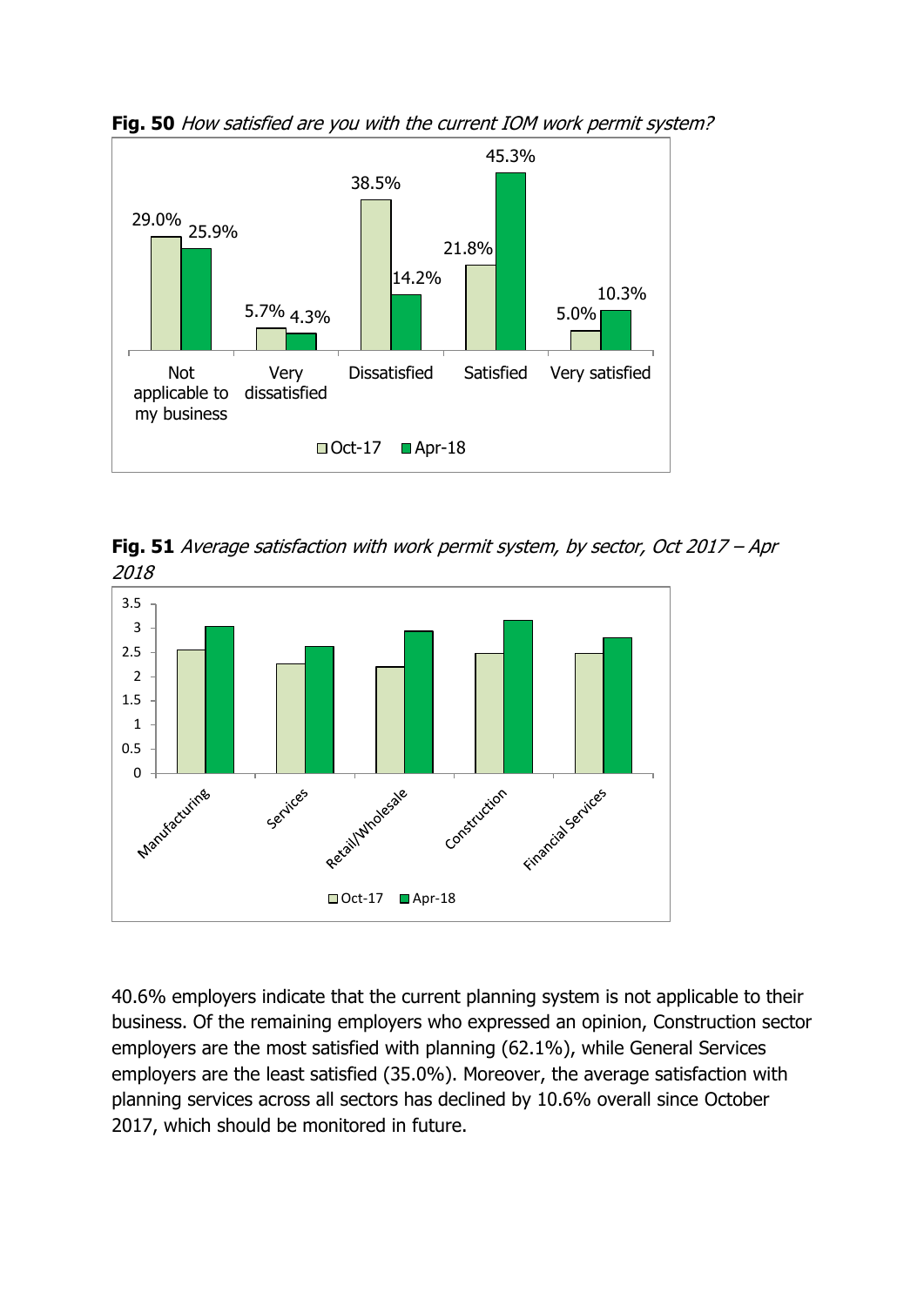**Fig. 50** *How satisfied are you with the current IOM work permit system?*

| | Not applicable to my business | Very dissatisfied | Dissatisfied | Satisfied | Very satisfied |
|---|---|---|---|---|---|
| Oct-17 | 29.0% | 5.7% | 38.5% | 21.8% | 5.0% |
| Apr-18 | 25.9% | 4.3% | 14.2% | 45.3% | 10.3% |

**Fig. 51** *Average satisfaction with work permit system, by sector, Oct 2017 – Apr 2018*

40.6% employers indicate that the current planning system is not applicable to their business. Of the remaining employers who expressed an opinion, Construction sector employers are the most satisfied with planning (62.1%), while General Services employers are the least satisfied (35.0%). Moreover, the average satisfaction with planning services across all sectors has declined by 10.6% overall since October 2017, which should be monitored in future.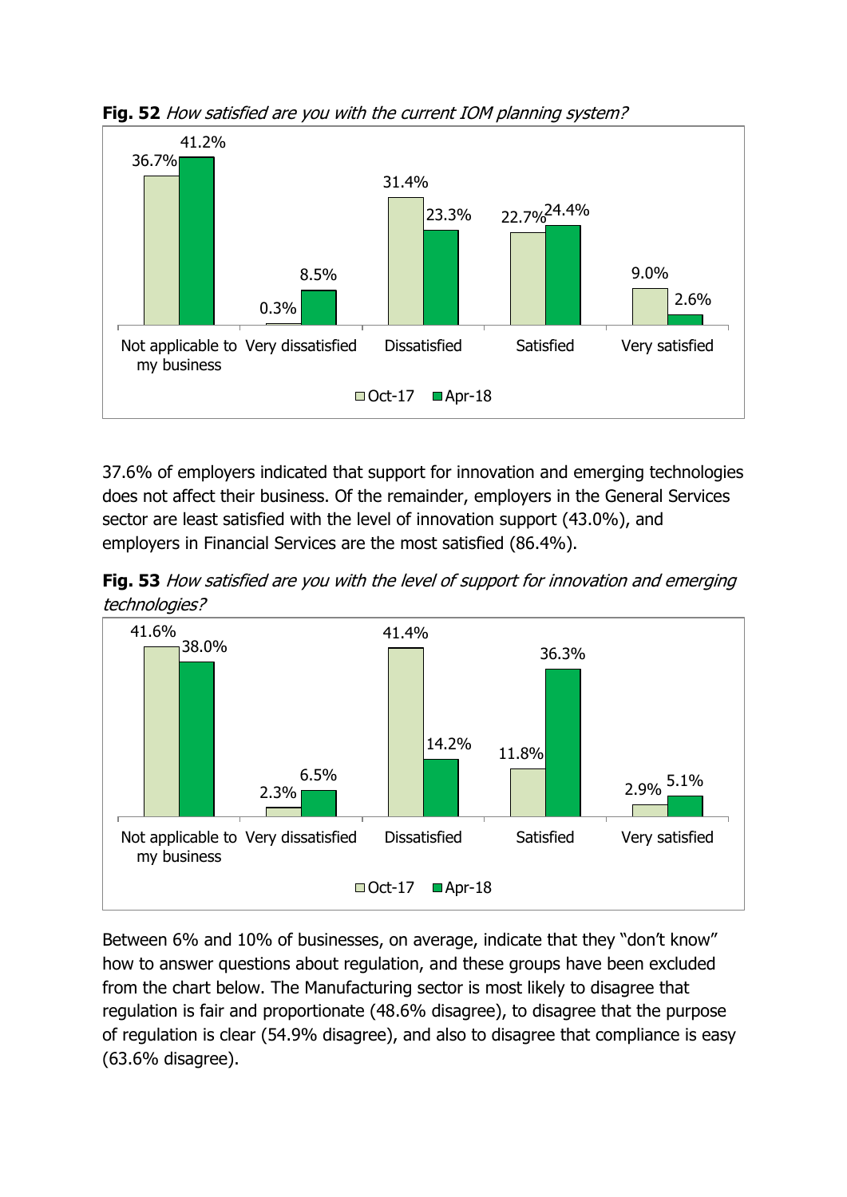**Fig. 52** *How satisfied are you with the current IOM planning system?*

| | Oct-17 | Apr-18 |
|---|---|---|
| Not applicable to my business | 36.7% | 41.2% |
| Very dissatisfied | 0.3% | 8.5% |
| Dissatisfied | 31.4% | 23.3% |
| Satisfied | 22.7% | 24.4% |
| Very satisfied | 9.0% | 2.6% |

37.6% of employers indicated that support for innovation and emerging technologies does not affect their business. Of the remainder, employers in the General Services sector are least satisfied with the level of innovation support (43.0%), and employers in Financial Services are the most satisfied (86.4%).

**Fig. 53** *How satisfied are you with the level of support for innovation and emerging technologies?*

| | Oct-17 | Apr-18 |
|---|---|---|
| Not applicable to my business | 41.6% | 38.0% |
| Very dissatisfied | 2.3% | 6.5% |
| Dissatisfied | 41.4% | 14.2% |
| Satisfied | 11.8% | 36.3% |
| Very satisfied | 2.9% | 5.1% |

Between 6% and 10% of businesses, on average, indicate that they "don't know" how to answer questions about regulation, and these groups have been excluded from the chart below. The Manufacturing sector is most likely to disagree that regulation is fair and proportionate (48.6% disagree), to disagree that the purpose of regulation is clear (54.9% disagree), and also to disagree that compliance is easy (63.6% disagree).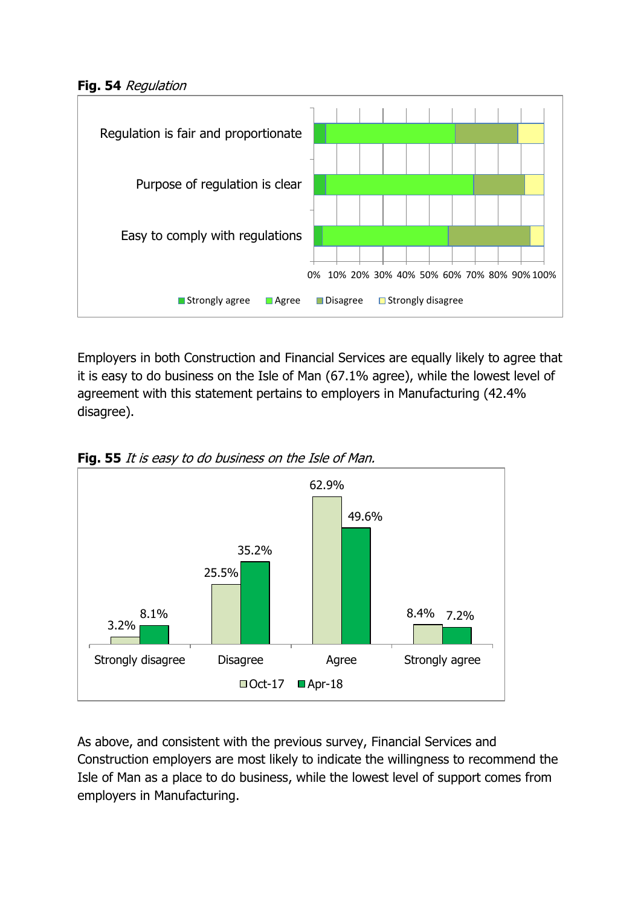**Fig. 54** *Regulation*

**Fig. 55** *It is easy to do business on the Isle of Man.*

Employers in both Construction and Financial Services are equally likely to agree that it is easy to do business on the Isle of Man (67.1% agree), while the lowest level of agreement with this statement pertains to employers in Manufacturing (42.4% disagree).

As above, and consistent with the previous survey, Financial Services and Construction employers are most likely to indicate the willingness to recommend the Isle of Man as a place to do business, while the lowest level of support comes from employers in Manufacturing.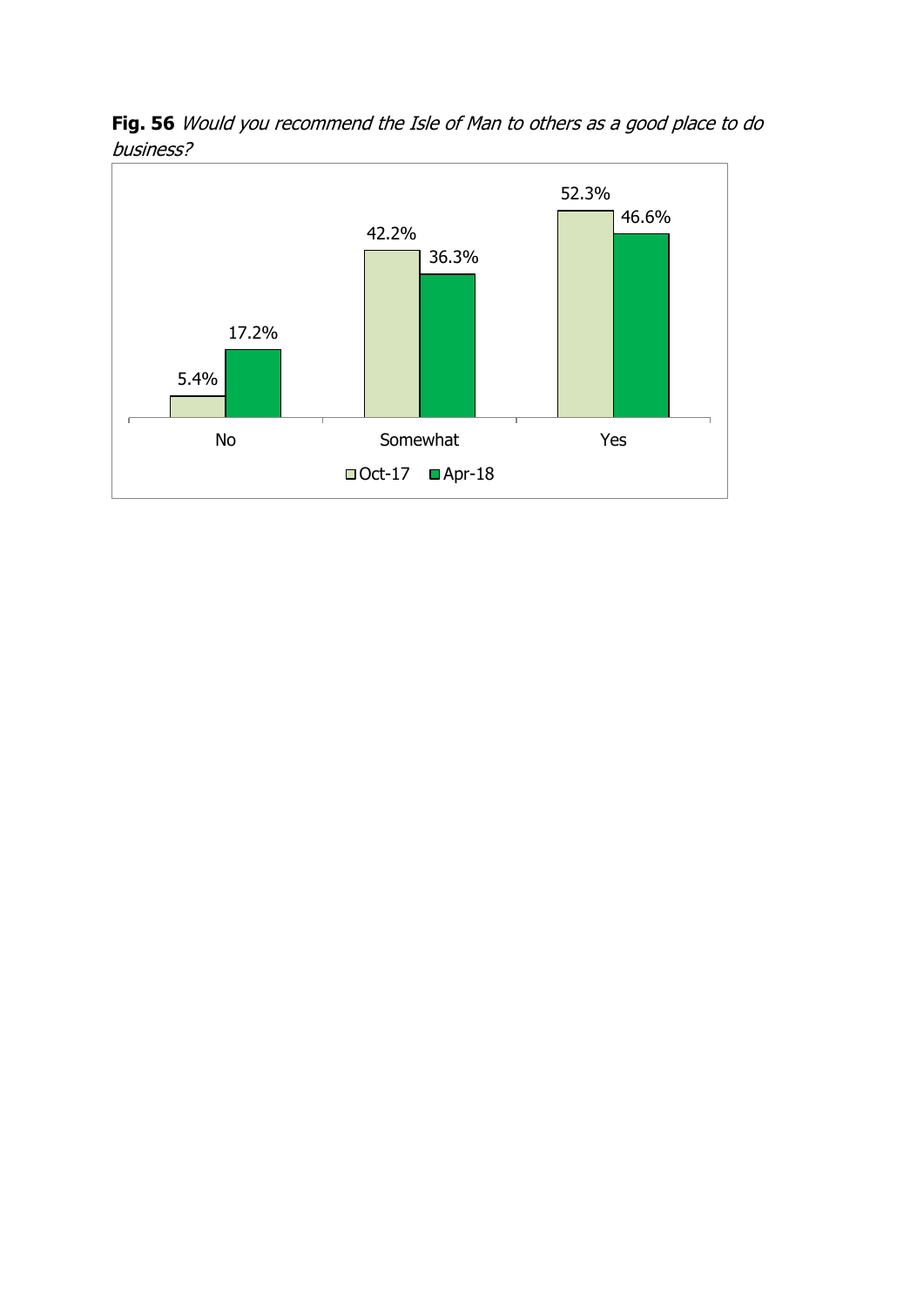**Fig. 56** *Would you recommend the Isle of Man to others as a good place to do business?*

| | Oct-17 | Apr-18 |
|---|---|---|
| No | 5.4% | 17.2% |
| Somewhat | 42.2% | 36.3% |
| Yes | 52.3% | 46.6% |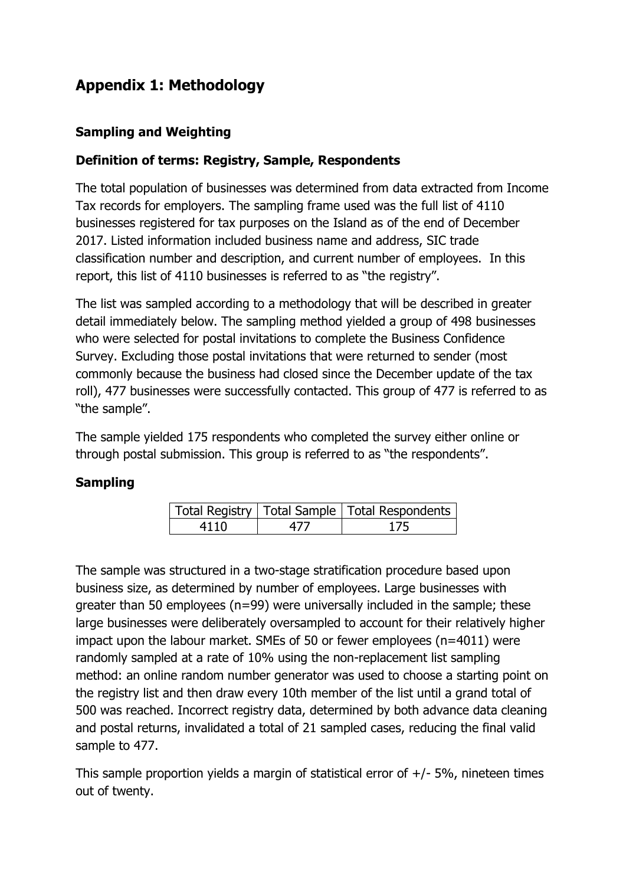# Appendix 1: Methodology

### Sampling and Weighting

### Definition of terms: Registry, Sample, Respondents

The total population of businesses was determined from data extracted from Income Tax records for employers. The sampling frame used was the full list of 4110 businesses registered for tax purposes on the Island as of the end of December 2017. Listed information included business name and address, SIC trade classification number and description, and current number of employees. In this report, this list of 4110 businesses is referred to as "the registry".

The list was sampled according to a methodology that will be described in greater detail immediately below. The sampling method yielded a group of 498 businesses who were selected for postal invitations to complete the Business Confidence Survey. Excluding those postal invitations that were returned to sender (most commonly because the business had closed since the December update of the tax roll), 477 businesses were successfully contacted. This group of 477 is referred to as "the sample".

The sample yielded 175 respondents who completed the survey either online or through postal submission. This group is referred to as "the respondents".

### Sampling

| Total Registry | Total Sample | Total Respondents |
|---|---|---|
| 4110 | 477 | 175 |

The sample was structured in a two-stage stratification procedure based upon business size, as determined by number of employees. Large businesses with greater than 50 employees (n=99) were universally included in the sample; these large businesses were deliberately oversampled to account for their relatively higher impact upon the labour market. SMEs of 50 or fewer employees (n=4011) were randomly sampled at a rate of 10% using the non-replacement list sampling method: an online random number generator was used to choose a starting point on the registry list and then draw every 10th member of the list until a grand total of 500 was reached. Incorrect registry data, determined by both advance data cleaning and postal returns, invalidated a total of 21 sampled cases, reducing the final valid sample to 477.

This sample proportion yields a margin of statistical error of +/- 5%, nineteen times out of twenty.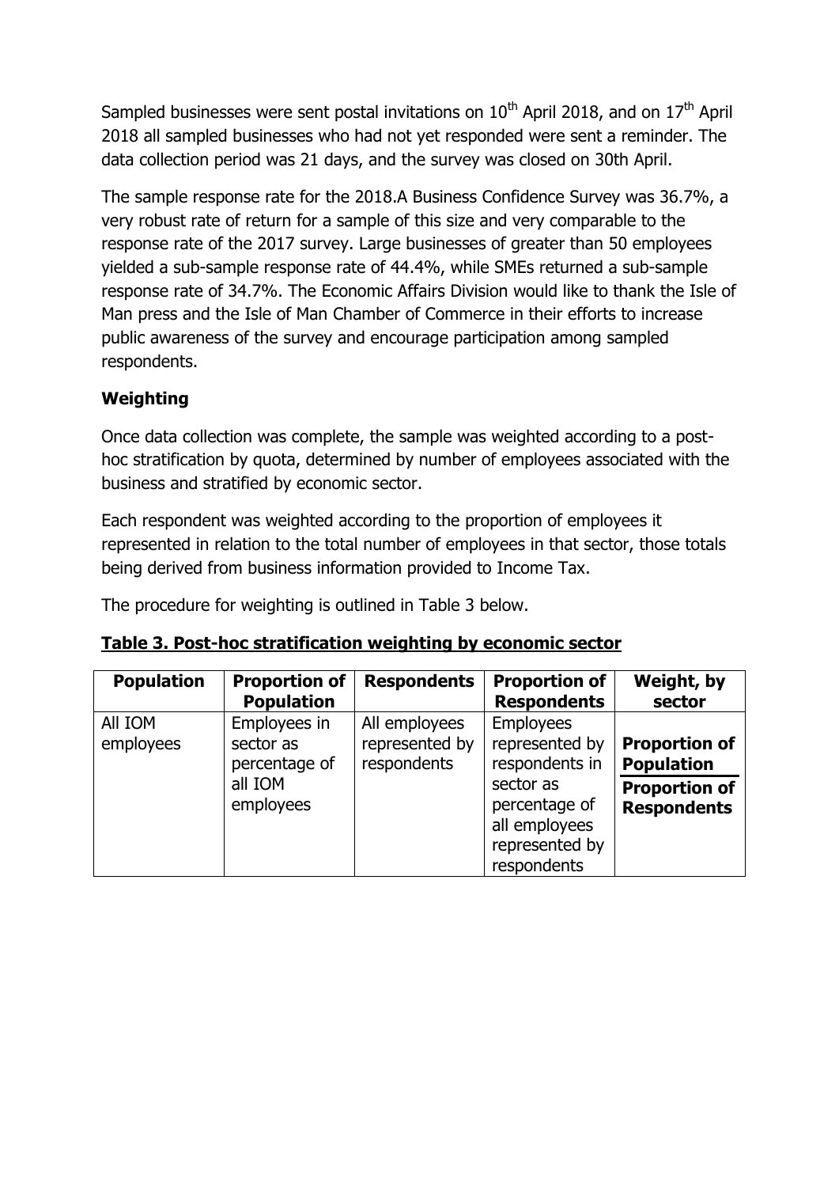Sampled businesses were sent postal invitations on 10th April 2018, and on 17th April 2018 all sampled businesses who had not yet responded were sent a reminder. The data collection period was 21 days, and the survey was closed on 30th April.

The sample response rate for the 2018.A Business Confidence Survey was 36.7%, a very robust rate of return for a sample of this size and very comparable to the response rate of the 2017 survey. Large businesses of greater than 50 employees yielded a sub-sample response rate of 44.4%, while SMEs returned a sub-sample response rate of 34.7%. The Economic Affairs Division would like to thank the Isle of Man press and the Isle of Man Chamber of Commerce in their efforts to increase public awareness of the survey and encourage participation among sampled respondents.

**Weighting**

Once data collection was complete, the sample was weighted according to a post-hoc stratification by quota, determined by number of employees associated with the business and stratified by economic sector.

Each respondent was weighted according to the proportion of employees it represented in relation to the total number of employees in that sector, those totals being derived from business information provided to Income Tax.

The procedure for weighting is outlined in Table 3 below.

**Table 3. Post-hoc stratification weighting by economic sector**

| Population | Proportion of Population | Respondents | Proportion of Respondents | Weight, by sector |
|---|---|---|---|---|
| All IOM employees | Employees in sector as percentage of all IOM employees | All employees represented by respondents | Employees represented by respondents in sector as percentage of all employees represented by respondents | $\frac{\textbf{Proportion of Population}}{\textbf{Proportion of Respondents}}$ |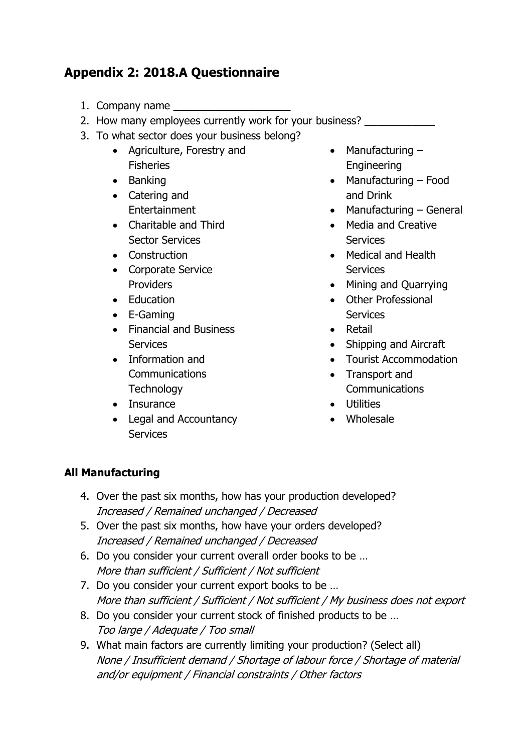## Appendix 2: 2018.A Questionnaire

1. Company name ____________________
2. How many employees currently work for your business? ____________
3. To what sector does your business belong?
    - Agriculture, Forestry and Fisheries
    - Banking
    - Catering and Entertainment
    - Charitable and Third Sector Services
    - Construction
    - Corporate Service Providers
    - Education
    - E-Gaming
    - Financial and Business Services
    - Information and Communications Technology
    - Insurance
    - Legal and Accountancy Services
    - Manufacturing – Engineering
    - Manufacturing – Food and Drink
    - Manufacturing – General
    - Media and Creative Services
    - Medical and Health Services
    - Mining and Quarrying
    - Other Professional Services
    - Retail
    - Shipping and Aircraft
    - Tourist Accommodation
    - Transport and Communications
    - Utilities
    - Wholesale

**All Manufacturing**

4. Over the past six months, how has your production developed?
   *Increased / Remained unchanged / Decreased*
5. Over the past six months, how have your orders developed?
   *Increased / Remained unchanged / Decreased*
6. Do you consider your current overall order books to be …
   *More than sufficient / Sufficient / Not sufficient*
7. Do you consider your current export books to be …
   *More than sufficient / Sufficient / Not sufficient / My business does not export*
8. Do you consider your current stock of finished products to be …
   *Too large / Adequate / Too small*
9. What main factors are currently limiting your production? (Select all)
   *None / Insufficient demand / Shortage of labour force / Shortage of material and/or equipment / Financial constraints / Other factors*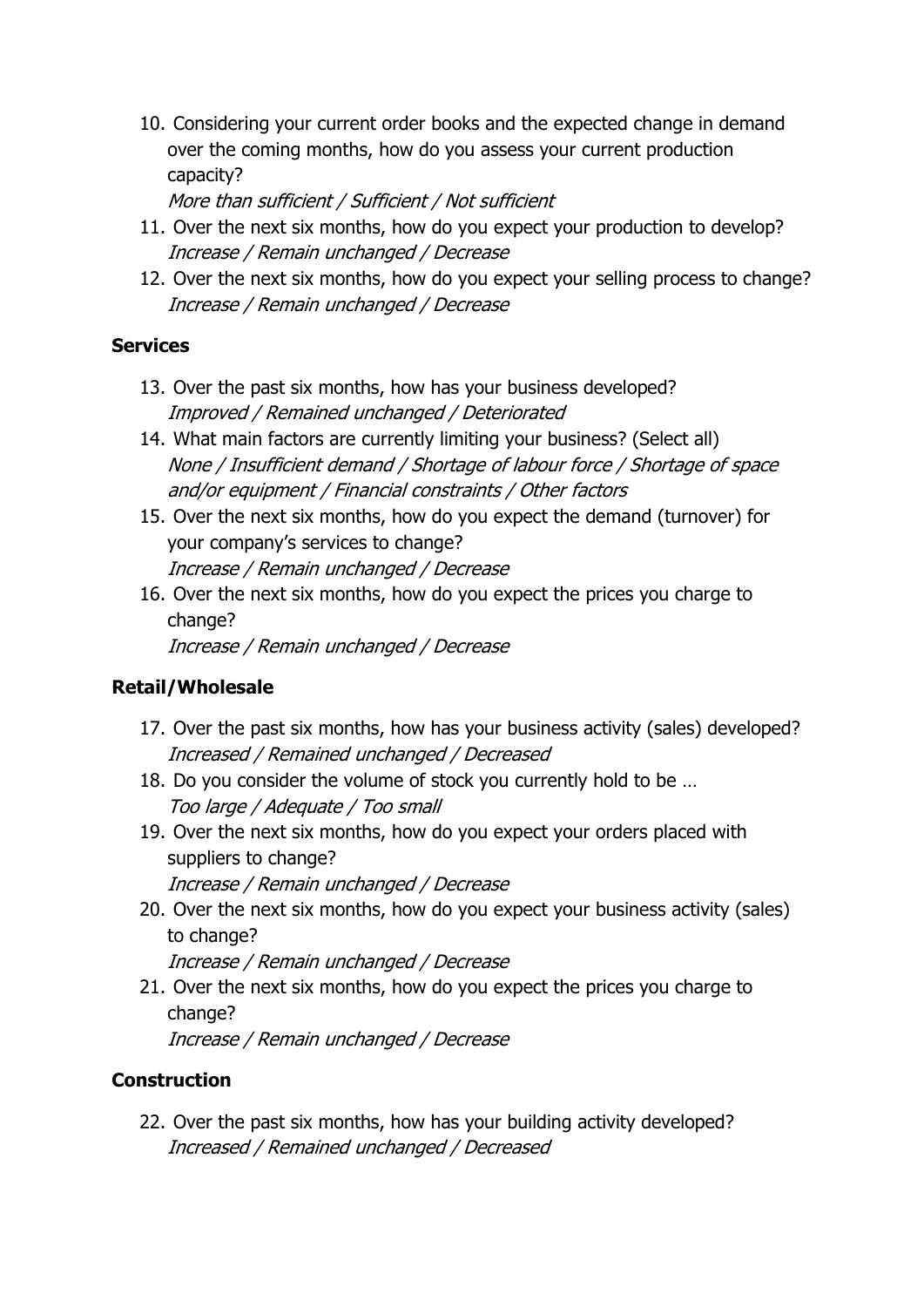10. Considering your current order books and the expected change in demand over the coming months, how do you assess your current production capacity?
    *More than sufficient / Sufficient / Not sufficient*
11. Over the next six months, how do you expect your production to develop?
    *Increase / Remain unchanged / Decrease*
12. Over the next six months, how do you expect your selling process to change?
    *Increase / Remain unchanged / Decrease*

**Services**

13. Over the past six months, how has your business developed?
    *Improved / Remained unchanged / Deteriorated*
14. What main factors are currently limiting your business? (Select all)
    *None / Insufficient demand / Shortage of labour force / Shortage of space and/or equipment / Financial constraints / Other factors*
15. Over the next six months, how do you expect the demand (turnover) for your company's services to change?
    *Increase / Remain unchanged / Decrease*
16. Over the next six months, how do you expect the prices you charge to change?
    *Increase / Remain unchanged / Decrease*

**Retail/Wholesale**

17. Over the past six months, how has your business activity (sales) developed?
    *Increased / Remained unchanged / Decreased*
18. Do you consider the volume of stock you currently hold to be …
    *Too large / Adequate / Too small*
19. Over the next six months, how do you expect your orders placed with suppliers to change?
    *Increase / Remain unchanged / Decrease*
20. Over the next six months, how do you expect your business activity (sales) to change?
    *Increase / Remain unchanged / Decrease*
21. Over the next six months, how do you expect the prices you charge to change?
    *Increase / Remain unchanged / Decrease*

**Construction**

22. Over the past six months, how has your building activity developed?
    *Increased / Remained unchanged / Decreased*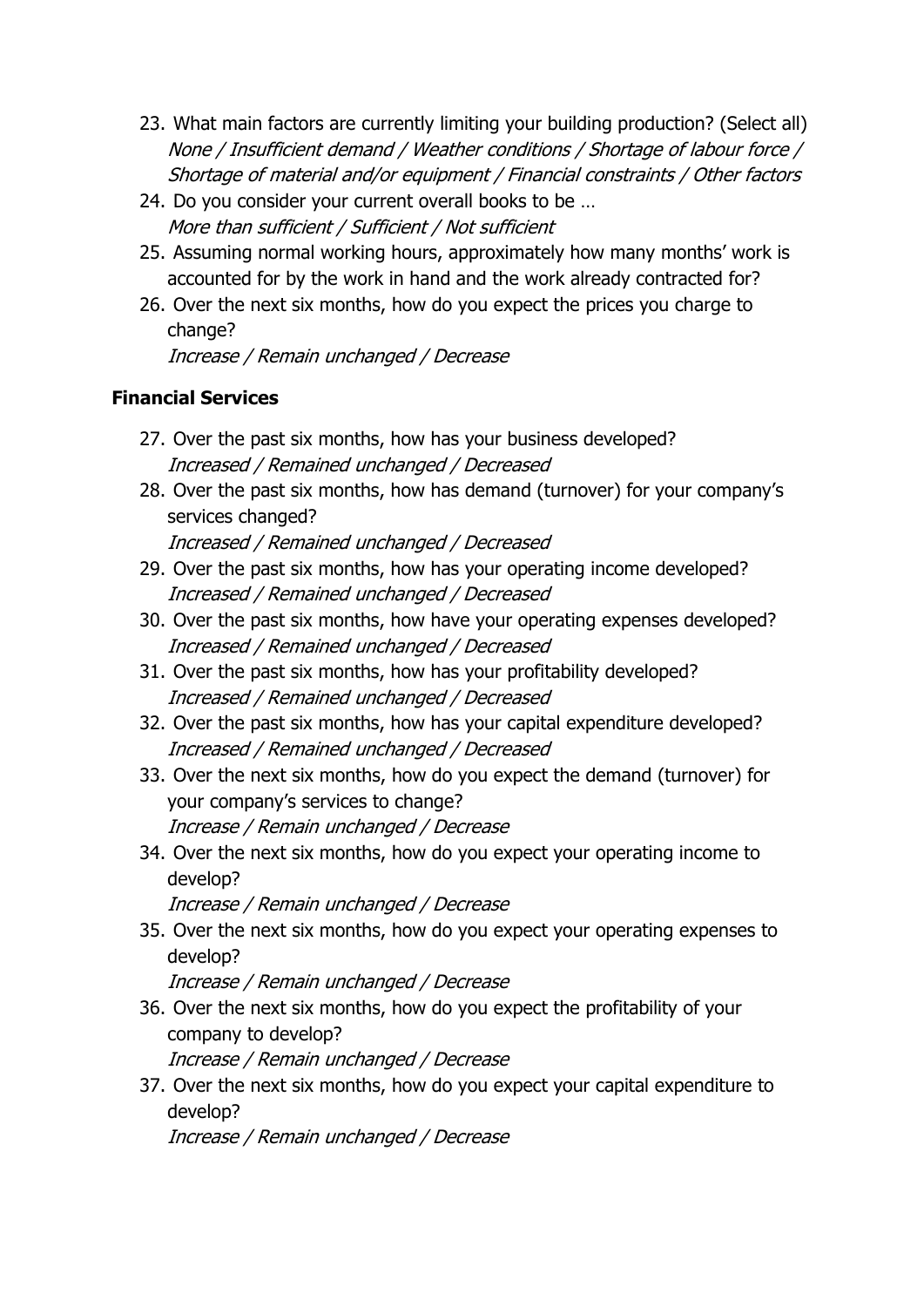23. What main factors are currently limiting your building production? (Select all)
    *None / Insufficient demand / Weather conditions / Shortage of labour force / Shortage of material and/or equipment / Financial constraints / Other factors*
24. Do you consider your current overall books to be …
    *More than sufficient / Sufficient / Not sufficient*
25. Assuming normal working hours, approximately how many months' work is accounted for by the work in hand and the work already contracted for?
26. Over the next six months, how do you expect the prices you charge to change?
    *Increase / Remain unchanged / Decrease*

**Financial Services**

27. Over the past six months, how has your business developed?
    *Increased / Remained unchanged / Decreased*
28. Over the past six months, how has demand (turnover) for your company's services changed?
    *Increased / Remained unchanged / Decreased*
29. Over the past six months, how has your operating income developed?
    *Increased / Remained unchanged / Decreased*
30. Over the past six months, how have your operating expenses developed?
    *Increased / Remained unchanged / Decreased*
31. Over the past six months, how has your profitability developed?
    *Increased / Remained unchanged / Decreased*
32. Over the past six months, how has your capital expenditure developed?
    *Increased / Remained unchanged / Decreased*
33. Over the next six months, how do you expect the demand (turnover) for your company's services to change?
    *Increase / Remain unchanged / Decrease*
34. Over the next six months, how do you expect your operating income to develop?
    *Increase / Remain unchanged / Decrease*
35. Over the next six months, how do you expect your operating expenses to develop?
    *Increase / Remain unchanged / Decrease*
36. Over the next six months, how do you expect the profitability of your company to develop?
    *Increase / Remain unchanged / Decrease*
37. Over the next six months, how do you expect your capital expenditure to develop?
    *Increase / Remain unchanged / Decrease*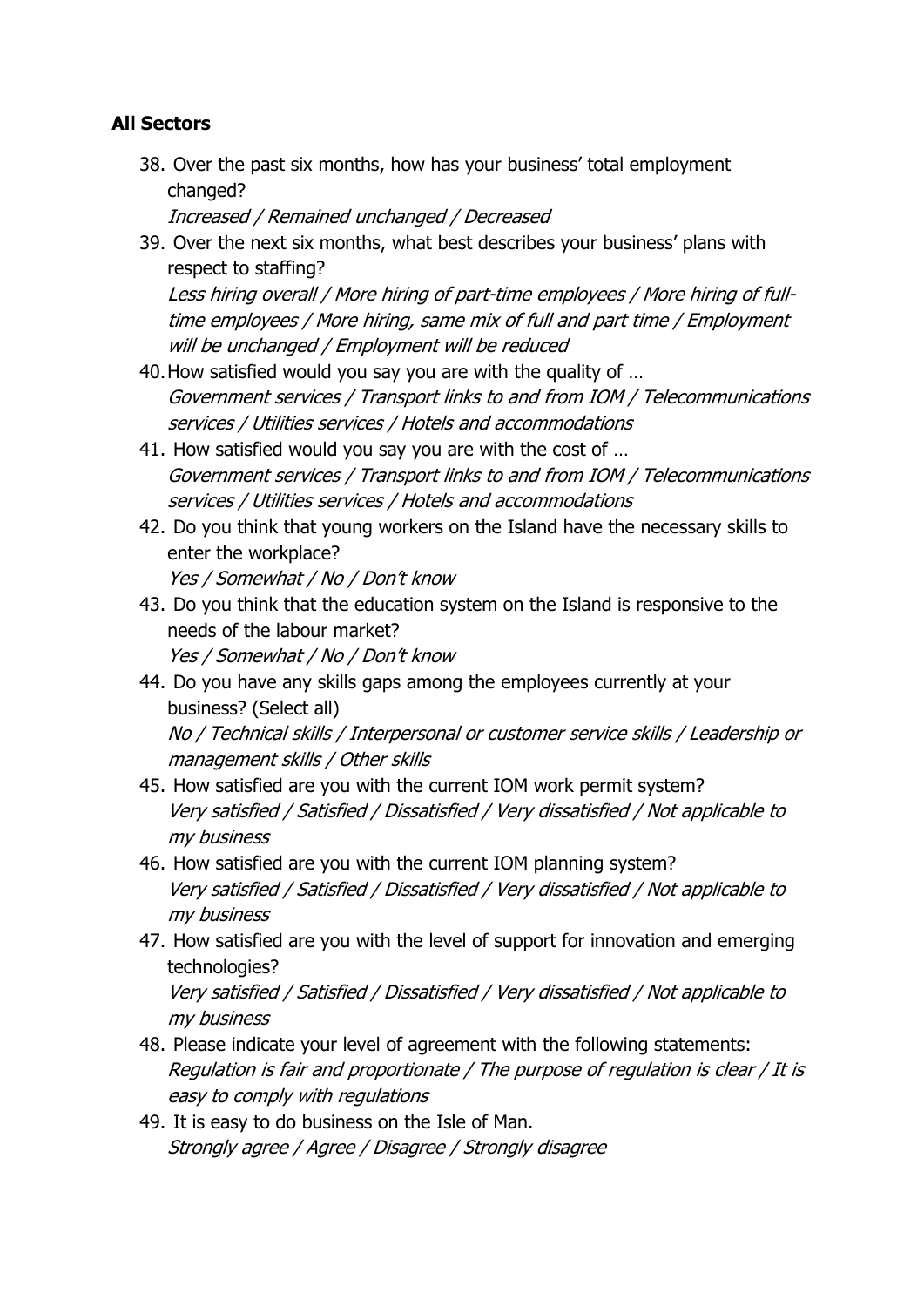**All Sectors**

38. Over the past six months, how has your business' total employment changed?
    *Increased / Remained unchanged / Decreased*
39. Over the next six months, what best describes your business' plans with respect to staffing?
    *Less hiring overall / More hiring of part-time employees / More hiring of full-time employees / More hiring, same mix of full and part time / Employment will be unchanged / Employment will be reduced*
40. How satisfied would you say you are with the quality of …
    *Government services / Transport links to and from IOM / Telecommunications services / Utilities services / Hotels and accommodations*
41. How satisfied would you say you are with the cost of …
    *Government services / Transport links to and from IOM / Telecommunications services / Utilities services / Hotels and accommodations*
42. Do you think that young workers on the Island have the necessary skills to enter the workplace?
    *Yes / Somewhat / No / Don't know*
43. Do you think that the education system on the Island is responsive to the needs of the labour market?
    *Yes / Somewhat / No / Don't know*
44. Do you have any skills gaps among the employees currently at your business? (Select all)
    *No / Technical skills / Interpersonal or customer service skills / Leadership or management skills / Other skills*
45. How satisfied are you with the current IOM work permit system?
    *Very satisfied / Satisfied / Dissatisfied / Very dissatisfied / Not applicable to my business*
46. How satisfied are you with the current IOM planning system?
    *Very satisfied / Satisfied / Dissatisfied / Very dissatisfied / Not applicable to my business*
47. How satisfied are you with the level of support for innovation and emerging technologies?
    *Very satisfied / Satisfied / Dissatisfied / Very dissatisfied / Not applicable to my business*
48. Please indicate your level of agreement with the following statements:
    *Regulation is fair and proportionate / The purpose of regulation is clear / It is easy to comply with regulations*
49. It is easy to do business on the Isle of Man.
    *Strongly agree / Agree / Disagree / Strongly disagree*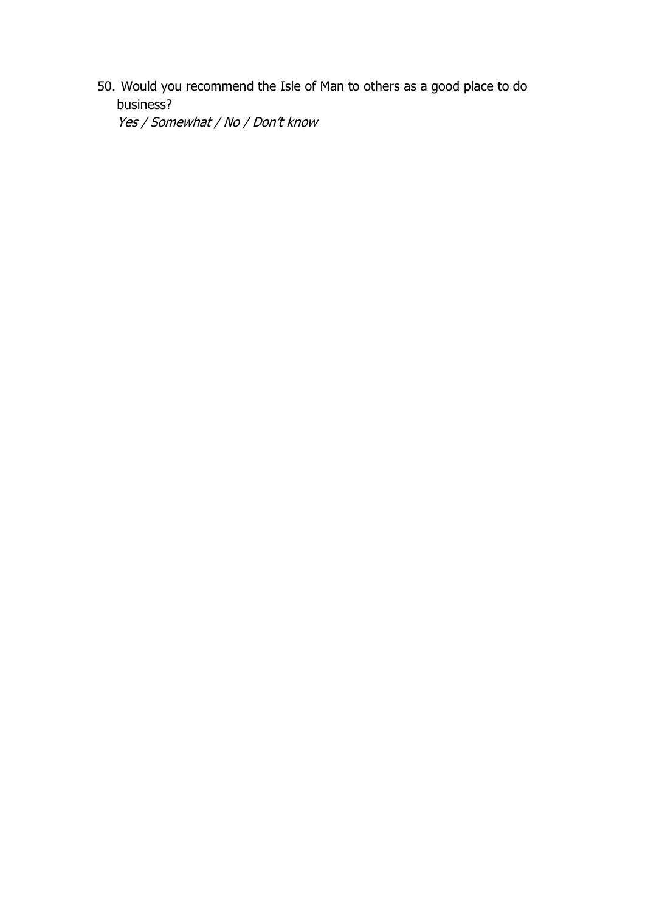50. Would you recommend the Isle of Man to others as a good place to do business?
    *Yes / Somewhat / No / Don't know*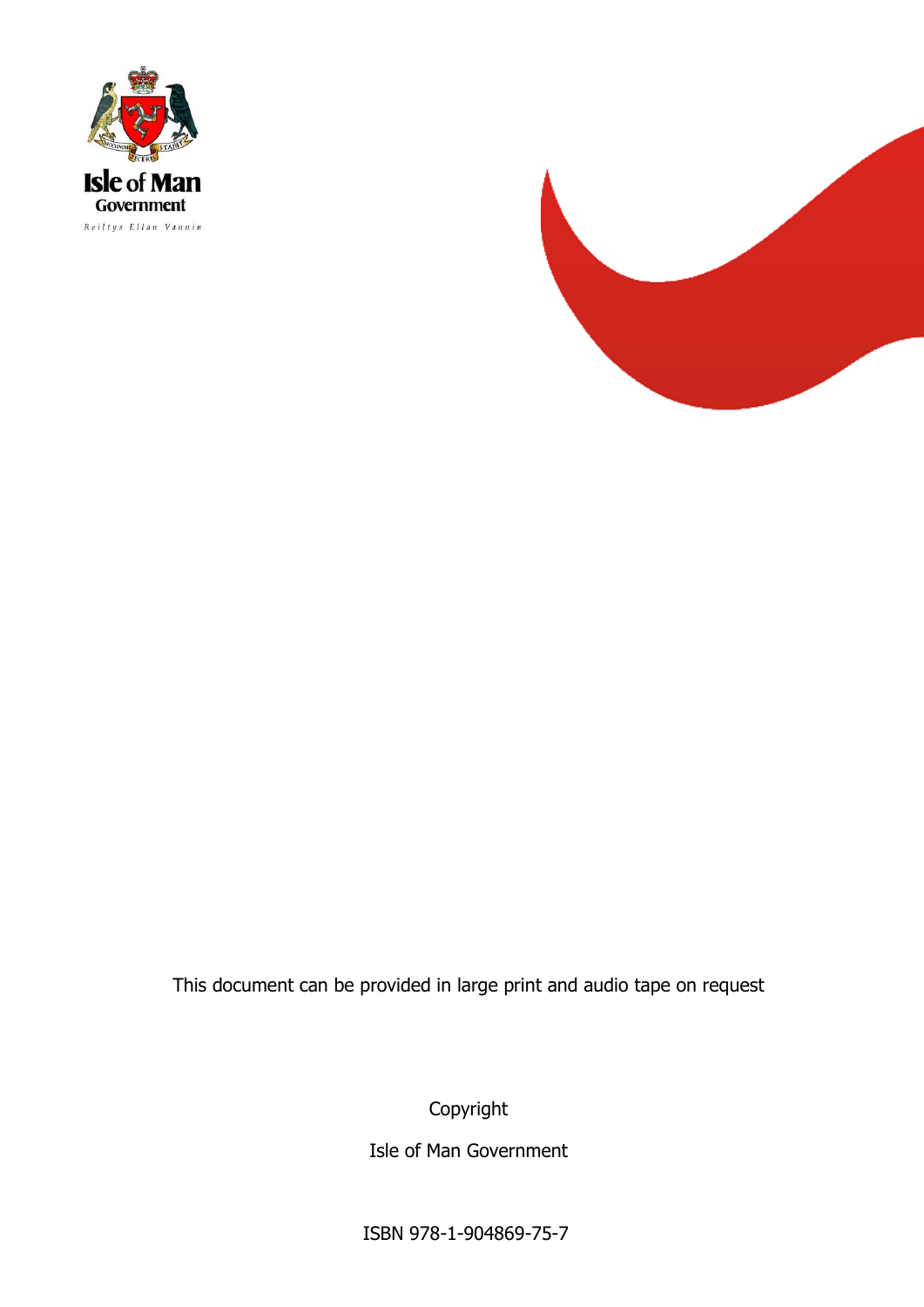Isle of Man Government

Reiltys Ellan Vannin

This document can be provided in large print and audio tape on request

Copyright

Isle of Man Government

ISBN 978-1-904869-75-7